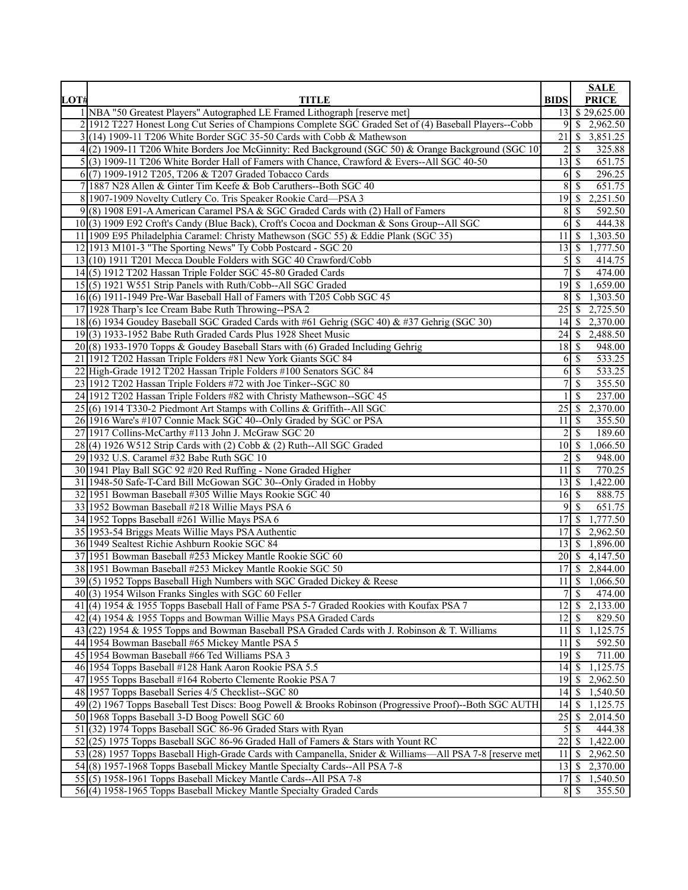| LOT# | TITLE | BIDS | SALE PRICE |
|---|---|---|---|
| 1 | NBA "50 Greatest Players" Autographed LE Framed Lithograph [reserve met] | 13 | $ 29,625.00 |
| 2 | 1912 T227 Honest Long Cut Series of Champions Complete SGC Graded Set of (4) Baseball Players--Cobb | 9 | $ 2,962.50 |
| 3 | (14) 1909-11 T206 White Border SGC 35-50 Cards with Cobb & Mathewson | 21 | $ 3,851.25 |
| 4 | (2) 1909-11 T206 White Borders Joe McGinnity: Red Background (SGC 50) & Orange Background (SGC 10) | 2 | $ 325.88 |
| 5 | (3) 1909-11 T206 White Border Hall of Famers with Chance, Crawford & Evers--All SGC 40-50 | 13 | $ 651.75 |
| 6 | (7) 1909-1912 T205, T206 & T207 Graded Tobacco Cards | 6 | $ 296.25 |
| 7 | 1887 N28 Allen & Ginter Tim Keefe & Bob Caruthers--Both SGC 40 | 8 | $ 651.75 |
| 8 | 1907-1909 Novelty Cutlery Co. Tris Speaker Rookie Card—PSA 3 | 19 | $ 2,251.50 |
| 9 | (8) 1908 E91-A American Caramel PSA & SGC Graded Cards with (2) Hall of Famers | 8 | $ 592.50 |
| 10 | (3) 1909 E92 Croft's Candy (Blue Back), Croft's Cocoa and Dockman & Sons Group--All SGC | 6 | $ 444.38 |
| 11 | 1909 E95 Philadelphia Caramel: Christy Mathewson (SGC 55) & Eddie Plank (SGC 35) | 11 | $ 1,303.50 |
| 12 | 1913 M101-3 "The Sporting News" Ty Cobb Postcard - SGC 20 | 13 | $ 1,777.50 |
| 13 | (10) 1911 T201 Mecca Double Folders with SGC 40 Crawford/Cobb | 5 | $ 414.75 |
| 14 | (5) 1912 T202 Hassan Triple Folder SGC 45-80 Graded Cards | 7 | $ 474.00 |
| 15 | (5) 1921 W551 Strip Panels with Ruth/Cobb--All SGC Graded | 19 | $ 1,659.00 |
| 16 | (6) 1911-1949 Pre-War Baseball Hall of Famers with T205 Cobb SGC 45 | 8 | $ 1,303.50 |
| 17 | 1928 Tharp's Ice Cream Babe Ruth Throwing--PSA 2 | 25 | $ 2,725.50 |
| 18 | (6) 1934 Goudey Baseball SGC Graded Cards with #61 Gehrig (SGC 40) & #37 Gehrig (SGC 30) | 14 | $ 2,370.00 |
| 19 | (3) 1933-1952 Babe Ruth Graded Cards Plus 1928 Sheet Music | 24 | $ 2,488.50 |
| 20 | (8) 1933-1970 Topps & Goudey Baseball Stars with (6) Graded Including Gehrig | 18 | $ 948.00 |
| 21 | 1912 T202 Hassan Triple Folders #81 New York Giants SGC 84 | 6 | $ 533.25 |
| 22 | High-Grade 1912 T202 Hassan Triple Folders #100 Senators SGC 84 | 6 | $ 533.25 |
| 23 | 1912 T202 Hassan Triple Folders #72 with Joe Tinker--SGC 80 | 7 | $ 355.50 |
| 24 | 1912 T202 Hassan Triple Folders #82 with Christy Mathewson--SGC 45 | 1 | $ 237.00 |
| 25 | (6) 1914 T330-2 Piedmont Art Stamps with Collins & Griffith--All SGC | 25 | $ 2,370.00 |
| 26 | 1916 Ware's #107 Connie Mack SGC 40--Only Graded by SGC or PSA | 11 | $ 355.50 |
| 27 | 1917 Collins-McCarthy #113 John J. McGraw SGC 20 | 2 | $ 189.60 |
| 28 | (4) 1926 W512 Strip Cards with (2) Cobb & (2) Ruth--All SGC Graded | 10 | $ 1,066.50 |
| 29 | 1932 U.S. Caramel #32 Babe Ruth SGC 10 | 2 | $ 948.00 |
| 30 | 1941 Play Ball SGC 92 #20 Red Ruffing - None Graded Higher | 11 | $ 770.25 |
| 31 | 1948-50 Safe-T-Card Bill McGowan SGC 30--Only Graded in Hobby | 13 | $ 1,422.00 |
| 32 | 1951 Bowman Baseball #305 Willie Mays Rookie SGC 40 | 16 | $ 888.75 |
| 33 | 1952 Bowman Baseball #218 Willie Mays PSA 6 | 9 | $ 651.75 |
| 34 | 1952 Topps Baseball #261 Willie Mays PSA 6 | 17 | $ 1,777.50 |
| 35 | 1953-54 Briggs Meats Willie Mays PSA Authentic | 17 | $ 2,962.50 |
| 36 | 1949 Sealtest Richie Ashburn Rookie SGC 84 | 13 | $ 1,896.00 |
| 37 | 1951 Bowman Baseball #253 Mickey Mantle Rookie SGC 60 | 20 | $ 4,147.50 |
| 38 | 1951 Bowman Baseball #253 Mickey Mantle Rookie SGC 50 | 17 | $ 2,844.00 |
| 39 | (5) 1952 Topps Baseball High Numbers with SGC Graded Dickey & Reese | 11 | $ 1,066.50 |
| 40 | (3) 1954 Wilson Franks Singles with SGC 60 Feller | 7 | $ 474.00 |
| 41 | (4) 1954 & 1955 Topps Baseball Hall of Fame PSA 5-7 Graded Rookies with Koufax PSA 7 | 12 | $ 2,133.00 |
| 42 | (4) 1954 & 1955 Topps and Bowman Willie Mays PSA Graded Cards | 12 | $ 829.50 |
| 43 | (22) 1954 & 1955 Topps and Bowman Baseball PSA Graded Cards with J. Robinson & T. Williams | 11 | $ 1,125.75 |
| 44 | 1954 Bowman Baseball #65 Mickey Mantle PSA 5 | 11 | $ 592.50 |
| 45 | 1954 Bowman Baseball #66 Ted Williams PSA 3 | 19 | $ 711.00 |
| 46 | 1954 Topps Baseball #128 Hank Aaron Rookie PSA 5.5 | 14 | $ 1,125.75 |
| 47 | 1955 Topps Baseball #164 Roberto Clemente Rookie PSA 7 | 19 | $ 2,962.50 |
| 48 | 1957 Topps Baseball Series 4/5 Checklist--SGC 80 | 14 | $ 1,540.50 |
| 49 | (2) 1967 Topps Baseball Test Discs: Boog Powell & Brooks Robinson (Progressive Proof)--Both SGC AUTH | 14 | $ 1,125.75 |
| 50 | 1968 Topps Baseball 3-D Boog Powell SGC 60 | 25 | $ 2,014.50 |
| 51 | (32) 1974 Topps Baseball SGC 86-96 Graded Stars with Ryan | 5 | $ 444.38 |
| 52 | (25) 1975 Topps Baseball SGC 86-96 Graded Hall of Famers & Stars with Yount RC | 22 | $ 1,422.00 |
| 53 | (28) 1957 Topps Baseball High-Grade Cards with Campanella, Snider & Williams—All PSA 7-8 [reserve met | 11 | $ 2,962.50 |
| 54 | (8) 1957-1968 Topps Baseball Mickey Mantle Specialty Cards--All PSA 7-8 | 13 | $ 2,370.00 |
| 55 | (5) 1958-1961 Topps Baseball Mickey Mantle Cards--All PSA 7-8 | 17 | $ 1,540.50 |
| 56 | (4) 1958-1965 Topps Baseball Mickey Mantle Specialty Graded Cards | 8 | $ 355.50 |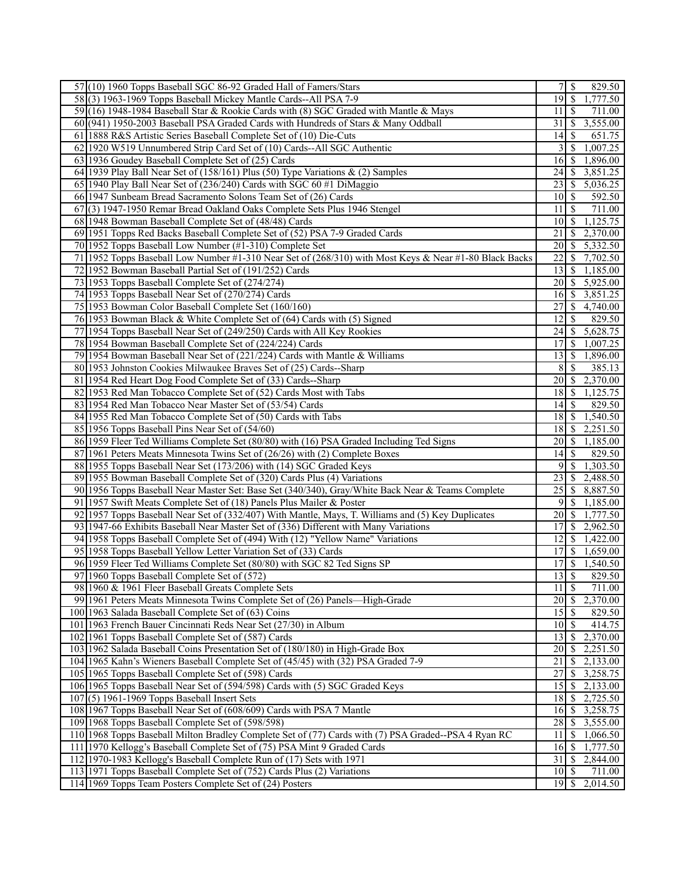| | | | | |
|---|---|---|---|---|
| 57 | (10) 1960 Topps Baseball SGC 86-92 Graded Hall of Famers/Stars | 7 | $ | 829.50 |
| 58 | (3) 1963-1969 Topps Baseball Mickey Mantle Cards--All PSA 7-9 | 19 | $ | 1,777.50 |
| 59 | (16) 1948-1984 Baseball Star & Rookie Cards with (8) SGC Graded with Mantle & Mays | 11 | $ | 711.00 |
| 60 | (941) 1950-2003 Baseball PSA Graded Cards with Hundreds of Stars & Many Oddball | 31 | $ | 3,555.00 |
| 61 | 1888 R&S Artistic Series Baseball Complete Set of (10) Die-Cuts | 14 | $ | 651.75 |
| 62 | 1920 W519 Unnumbered Strip Card Set of (10) Cards--All SGC Authentic | 3 | $ | 1,007.25 |
| 63 | 1936 Goudey Baseball Complete Set of (25) Cards | 16 | $ | 1,896.00 |
| 64 | 1939 Play Ball Near Set of (158/161) Plus (50) Type Variations & (2) Samples | 24 | $ | 3,851.25 |
| 65 | 1940 Play Ball Near Set of (236/240) Cards with SGC 60 #1 DiMaggio | 23 | $ | 5,036.25 |
| 66 | 1947 Sunbeam Bread Sacramento Solons Team Set of (26) Cards | 10 | $ | 592.50 |
| 67 | (3) 1947-1950 Remar Bread Oakland Oaks Complete Sets Plus 1946 Stengel | 11 | $ | 711.00 |
| 68 | 1948 Bowman Baseball Complete Set of (48/48) Cards | 10 | $ | 1,125.75 |
| 69 | 1951 Topps Red Backs Baseball Complete Set of (52) PSA 7-9 Graded Cards | 21 | $ | 2,370.00 |
| 70 | 1952 Topps Baseball Low Number (#1-310) Complete Set | 20 | $ | 5,332.50 |
| 71 | 1952 Topps Baseball Low Number #1-310 Near Set of (268/310) with Most Keys & Near #1-80 Black Backs | 22 | $ | 7,702.50 |
| 72 | 1952 Bowman Baseball Partial Set of (191/252) Cards | 13 | $ | 1,185.00 |
| 73 | 1953 Topps Baseball Complete Set of (274/274) | 20 | $ | 5,925.00 |
| 74 | 1953 Topps Baseball Near Set of (270/274) Cards | 16 | $ | 3,851.25 |
| 75 | 1953 Bowman Color Baseball Complete Set (160/160) | 27 | $ | 4,740.00 |
| 76 | 1953 Bowman Black & White Complete Set of (64) Cards with (5) Signed | 12 | $ | 829.50 |
| 77 | 1954 Topps Baseball Near Set of (249/250) Cards with All Key Rookies | 24 | $ | 5,628.75 |
| 78 | 1954 Bowman Baseball Complete Set of (224/224) Cards | 17 | $ | 1,007.25 |
| 79 | 1954 Bowman Baseball Near Set of (221/224) Cards with Mantle & Williams | 13 | $ | 1,896.00 |
| 80 | 1953 Johnston Cookies Milwaukee Braves Set of (25) Cards--Sharp | 8 | $ | 385.13 |
| 81 | 1954 Red Heart Dog Food Complete Set of (33) Cards--Sharp | 20 | $ | 2,370.00 |
| 82 | 1953 Red Man Tobacco Complete Set of (52) Cards Most with Tabs | 18 | $ | 1,125.75 |
| 83 | 1954 Red Man Tobacco Near Master Set of (53/54) Cards | 14 | $ | 829.50 |
| 84 | 1955 Red Man Tobacco Complete Set of (50) Cards with Tabs | 18 | $ | 1,540.50 |
| 85 | 1956 Topps Baseball Pins Near Set of (54/60) | 18 | $ | 2,251.50 |
| 86 | 1959 Fleer Ted Williams Complete Set (80/80) with (16) PSA Graded Including Ted Signs | 20 | $ | 1,185.00 |
| 87 | 1961 Peters Meats Minnesota Twins Set of (26/26) with (2) Complete Boxes | 14 | $ | 829.50 |
| 88 | 1955 Topps Baseball Near Set of (173/206) with (14) SGC Graded Keys | 9 | $ | 1,303.50 |
| 89 | 1955 Bowman Baseball Complete Set of (320) Cards Plus (4) Variations | 23 | $ | 2,488.50 |
| 90 | 1956 Topps Baseball Near Master Set: Base Set (340/340), Gray/White Back Near & Teams Complete | 25 | $ | 8,887.50 |
| 91 | 1957 Swift Meats Complete Set of (18) Panels Plus Mailer & Poster | 9 | $ | 1,185.00 |
| 92 | 1957 Topps Baseball Near Set of (332/407) With Mantle, Mays, T. Williams and (5) Key Duplicates | 20 | $ | 1,777.50 |
| 93 | 1947-66 Exhibits Baseball Near Master Set of (336) Different with Many Variations | 17 | $ | 2,962.50 |
| 94 | 1958 Topps Baseball Complete Set of (494) With (12) "Yellow Name" Variations | 12 | $ | 1,422.00 |
| 95 | 1958 Topps Baseball Yellow Letter Variation Set of (33) Cards | 17 | $ | 1,659.00 |
| 96 | 1959 Fleer Ted Williams Complete Set (80/80) with SGC 82 Ted Signs SP | 17 | $ | 1,540.50 |
| 97 | 1960 Topps Baseball Complete Set of (572) | 13 | $ | 829.50 |
| 98 | 1960 & 1961 Fleer Baseball Greats Complete Sets | 11 | $ | 711.00 |
| 99 | 1961 Peters Meats Minnesota Twins Complete Set of (26) Panels—High-Grade | 20 | $ | 2,370.00 |
| 100 | 1963 Salada Baseball Complete Set of (63) Coins | 15 | $ | 829.50 |
| 101 | 1963 French Bauer Cincinnati Reds Near Set (27/30) in Album | 10 | $ | 414.75 |
| 102 | 1961 Topps Baseball Complete Set of (587) Cards | 13 | $ | 2,370.00 |
| 103 | 1962 Salada Baseball Coins Presentation Set of (180/180) in High-Grade Box | 20 | $ | 2,251.50 |
| 104 | 1965 Kahn's Wieners Baseball Complete Set of (45/45) with (32) PSA Graded 7-9 | 21 | $ | 2,133.00 |
| 105 | 1965 Topps Baseball Complete Set of (598) Cards | 27 | $ | 3,258.75 |
| 106 | 1965 Topps Baseball Near Set of (594/598) Cards with (5) SGC Graded Keys | 15 | $ | 2,133.00 |
| 107 | (5) 1961-1969 Topps Baseball Insert Sets | 18 | $ | 2,725.50 |
| 108 | 1967 Topps Baseball Near Set of (608/609) Cards with PSA 7 Mantle | 16 | $ | 3,258.75 |
| 109 | 1968 Topps Baseball Complete Set of (598/598) | 28 | $ | 3,555.00 |
| 110 | 1968 Topps Baseball Milton Bradley Complete Set of (77) Cards with (7) PSA Graded--PSA 4 Ryan RC | 11 | $ | 1,066.50 |
| 111 | 1970 Kellogg's Baseball Complete Set of (75) PSA Mint 9 Graded Cards | 16 | $ | 1,777.50 |
| 112 | 1970-1983 Kellogg's Baseball Complete Run of (17) Sets with 1971 | 31 | $ | 2,844.00 |
| 113 | 1971 Topps Baseball Complete Set of (752) Cards Plus (2) Variations | 10 | $ | 711.00 |
| 114 | 1969 Topps Team Posters Complete Set of (24) Posters | 19 | $ | 2,014.50 |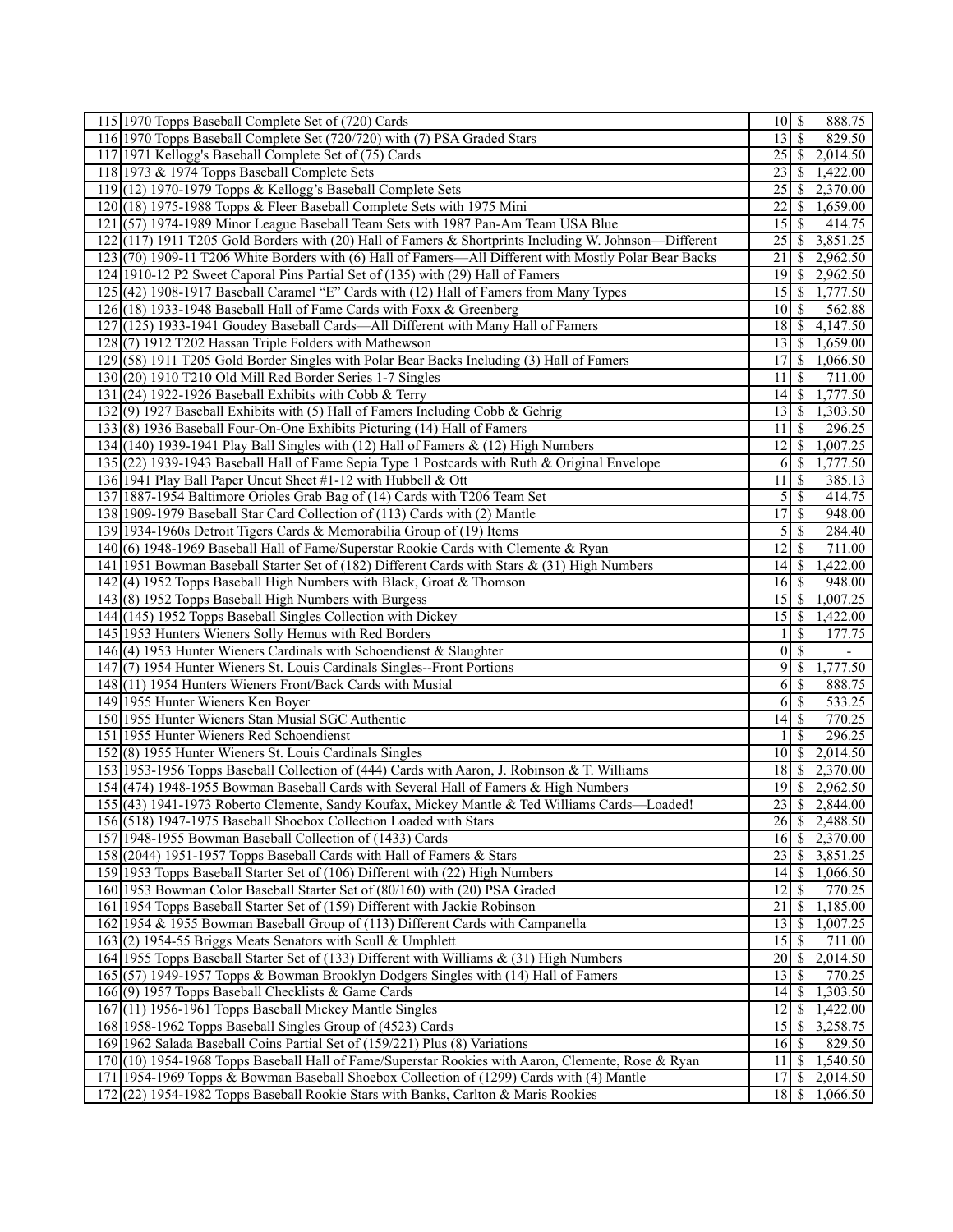| | | | |
|---|---|---|---|
| 115 | 1970 Topps Baseball Complete Set of (720) Cards | 10 | $ 888.75 |
| 116 | 1970 Topps Baseball Complete Set (720/720) with (7) PSA Graded Stars | 13 | $ 829.50 |
| 117 | 1971 Kellogg's Baseball Complete Set of (75) Cards | 25 | $ 2,014.50 |
| 118 | 1973 & 1974 Topps Baseball Complete Sets | 23 | $ 1,422.00 |
| 119 | (12) 1970-1979 Topps & Kellogg's Baseball Complete Sets | 25 | $ 2,370.00 |
| 120 | (18) 1975-1988 Topps & Fleer Baseball Complete Sets with 1975 Mini | 22 | $ 1,659.00 |
| 121 | (57) 1974-1989 Minor League Baseball Team Sets with 1987 Pan-Am Team USA Blue | 15 | $ 414.75 |
| 122 | (117) 1911 T205 Gold Borders with (20) Hall of Famers & Shortprints Including W. Johnson—Different | 25 | $ 3,851.25 |
| 123 | (70) 1909-11 T206 White Borders with (6) Hall of Famers—All Different with Mostly Polar Bear Backs | 21 | $ 2,962.50 |
| 124 | 1910-12 P2 Sweet Caporal Pins Partial Set of (135) with (29) Hall of Famers | 19 | $ 2,962.50 |
| 125 | (42) 1908-1917 Baseball Caramel "E" Cards with (12) Hall of Famers from Many Types | 15 | $ 1,777.50 |
| 126 | (18) 1933-1948 Baseball Hall of Fame Cards with Foxx & Greenberg | 10 | $ 562.88 |
| 127 | (125) 1933-1941 Goudey Baseball Cards—All Different with Many Hall of Famers | 18 | $ 4,147.50 |
| 128 | (7) 1912 T202 Hassan Triple Folders with Mathewson | 13 | $ 1,659.00 |
| 129 | (58) 1911 T205 Gold Border Singles with Polar Bear Backs Including (3) Hall of Famers | 17 | $ 1,066.50 |
| 130 | (20) 1910 T210 Old Mill Red Border Series 1-7 Singles | 11 | $ 711.00 |
| 131 | (24) 1922-1926 Baseball Exhibits with Cobb & Terry | 14 | $ 1,777.50 |
| 132 | (9) 1927 Baseball Exhibits with (5) Hall of Famers Including Cobb & Gehrig | 13 | $ 1,303.50 |
| 133 | (8) 1936 Baseball Four-On-One Exhibits Picturing (14) Hall of Famers | 11 | $ 296.25 |
| 134 | (140) 1939-1941 Play Ball Singles with (12) Hall of Famers & (12) High Numbers | 12 | $ 1,007.25 |
| 135 | (22) 1939-1943 Baseball Hall of Fame Sepia Type 1 Postcards with Ruth & Original Envelope | 6 | $ 1,777.50 |
| 136 | 1941 Play Ball Paper Uncut Sheet #1-12 with Hubbell & Ott | 11 | $ 385.13 |
| 137 | 1887-1954 Baltimore Orioles Grab Bag of (14) Cards with T206 Team Set | 5 | $ 414.75 |
| 138 | 1909-1979 Baseball Star Card Collection of (113) Cards with (2) Mantle | 17 | $ 948.00 |
| 139 | 1934-1960s Detroit Tigers Cards & Memorabilia Group of (19) Items | 5 | $ 284.40 |
| 140 | (6) 1948-1969 Baseball Hall of Fame/Superstar Rookie Cards with Clemente & Ryan | 12 | $ 711.00 |
| 141 | 1951 Bowman Baseball Starter Set of (182) Different Cards with Stars & (31) High Numbers | 14 | $ 1,422.00 |
| 142 | (4) 1952 Topps Baseball High Numbers with Black, Groat & Thomson | 16 | $ 948.00 |
| 143 | (8) 1952 Topps Baseball High Numbers with Burgess | 15 | $ 1,007.25 |
| 144 | (145) 1952 Topps Baseball Singles Collection with Dickey | 15 | $ 1,422.00 |
| 145 | 1953 Hunters Wieners Solly Hemus with Red Borders | 1 | $ 177.75 |
| 146 | (4) 1953 Hunter Wieners Cardinals with Schoendienst & Slaughter | 0 | $ - |
| 147 | (7) 1954 Hunter Wieners St. Louis Cardinals Singles--Front Portions | 9 | $ 1,777.50 |
| 148 | (11) 1954 Hunters Wieners Front/Back Cards with Musial | 6 | $ 888.75 |
| 149 | 1955 Hunter Wieners Ken Boyer | 6 | $ 533.25 |
| 150 | 1955 Hunter Wieners Stan Musial SGC Authentic | 14 | $ 770.25 |
| 151 | 1955 Hunter Wieners Red Schoendienst | 1 | $ 296.25 |
| 152 | (8) 1955 Hunter Wieners St. Louis Cardinals Singles | 10 | $ 2,014.50 |
| 153 | 1953-1956 Topps Baseball Collection of (444) Cards with Aaron, J. Robinson & T. Williams | 18 | $ 2,370.00 |
| 154 | (474) 1948-1955 Bowman Baseball Cards with Several Hall of Famers & High Numbers | 19 | $ 2,962.50 |
| 155 | (43) 1941-1973 Roberto Clemente, Sandy Koufax, Mickey Mantle & Ted Williams Cards—Loaded! | 23 | $ 2,844.00 |
| 156 | (518) 1947-1975 Baseball Shoebox Collection Loaded with Stars | 26 | $ 2,488.50 |
| 157 | 1948-1955 Bowman Baseball Collection of (1433) Cards | 16 | $ 2,370.00 |
| 158 | (2044) 1951-1957 Topps Baseball Cards with Hall of Famers & Stars | 23 | $ 3,851.25 |
| 159 | 1953 Topps Baseball Starter Set of (106) Different with (22) High Numbers | 14 | $ 1,066.50 |
| 160 | 1953 Bowman Color Baseball Starter Set of (80/160) with (20) PSA Graded | 12 | $ 770.25 |
| 161 | 1954 Topps Baseball Starter Set of (159) Different with Jackie Robinson | 21 | $ 1,185.00 |
| 162 | 1954 & 1955 Bowman Baseball Group of (113) Different Cards with Campanella | 13 | $ 1,007.25 |
| 163 | (2) 1954-55 Briggs Meats Senators with Scull & Umphlett | 15 | $ 711.00 |
| 164 | 1955 Topps Baseball Starter Set of (133) Different with Williams & (31) High Numbers | 20 | $ 2,014.50 |
| 165 | (57) 1949-1957 Topps & Bowman Brooklyn Dodgers Singles with (14) Hall of Famers | 13 | $ 770.25 |
| 166 | (9) 1957 Topps Baseball Checklists & Game Cards | 14 | $ 1,303.50 |
| 167 | (11) 1956-1961 Topps Baseball Mickey Mantle Singles | 12 | $ 1,422.00 |
| 168 | 1958-1962 Topps Baseball Singles Group of (4523) Cards | 15 | $ 3,258.75 |
| 169 | 1962 Salada Baseball Coins Partial Set of (159/221) Plus (8) Variations | 16 | $ 829.50 |
| 170 | (10) 1954-1968 Topps Baseball Hall of Fame/Superstar Rookies with Aaron, Clemente, Rose & Ryan | 11 | $ 1,540.50 |
| 171 | 1954-1969 Topps & Bowman Baseball Shoebox Collection of (1299) Cards with (4) Mantle | 17 | $ 2,014.50 |
| 172 | (22) 1954-1982 Topps Baseball Rookie Stars with Banks, Carlton & Maris Rookies | 18 | $ 1,066.50 |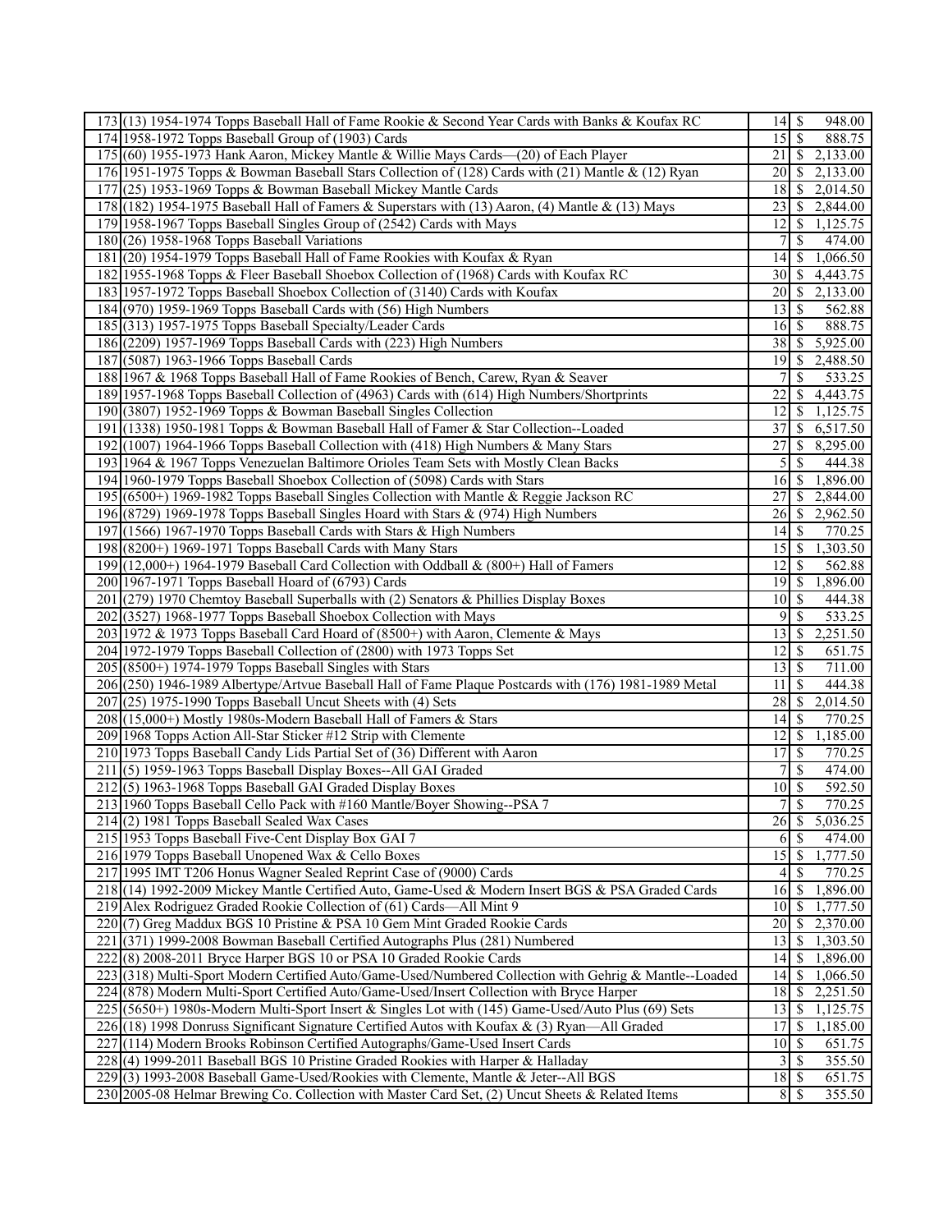| | | | |
|---|---|---|---|
| 173 | (13) 1954-1974 Topps Baseball Hall of Fame Rookie & Second Year Cards with Banks & Koufax RC | 14 | $ 948.00 |
| 174 | 1958-1972 Topps Baseball Group of (1903) Cards | 15 | $ 888.75 |
| 175 | (60) 1955-1973 Hank Aaron, Mickey Mantle & Willie Mays Cards—(20) of Each Player | 21 | $ 2,133.00 |
| 176 | 1951-1975 Topps & Bowman Baseball Stars Collection of (128) Cards with (21) Mantle & (12) Ryan | 20 | $ 2,133.00 |
| 177 | (25) 1953-1969 Topps & Bowman Baseball Mickey Mantle Cards | 18 | $ 2,014.50 |
| 178 | (182) 1954-1975 Baseball Hall of Famers & Superstars with (13) Aaron, (4) Mantle & (13) Mays | 23 | $ 2,844.00 |
| 179 | 1958-1967 Topps Baseball Singles Group of (2542) Cards with Mays | 12 | $ 1,125.75 |
| 180 | (26) 1958-1968 Topps Baseball Variations | 7 | $ 474.00 |
| 181 | (20) 1954-1979 Topps Baseball Hall of Fame Rookies with Koufax & Ryan | 14 | $ 1,066.50 |
| 182 | 1955-1968 Topps & Fleer Baseball Shoebox Collection of (1968) Cards with Koufax RC | 30 | $ 4,443.75 |
| 183 | 1957-1972 Topps Baseball Shoebox Collection of (3140) Cards with Koufax | 20 | $ 2,133.00 |
| 184 | (970) 1959-1969 Topps Baseball Cards with (56) High Numbers | 13 | $ 562.88 |
| 185 | (313) 1957-1975 Topps Baseball Specialty/Leader Cards | 16 | $ 888.75 |
| 186 | (2209) 1957-1969 Topps Baseball Cards with (223) High Numbers | 38 | $ 5,925.00 |
| 187 | (5087) 1963-1966 Topps Baseball Cards | 19 | $ 2,488.50 |
| 188 | 1967 & 1968 Topps Baseball Hall of Fame Rookies of Bench, Carew, Ryan & Seaver | 7 | $ 533.25 |
| 189 | 1957-1968 Topps Baseball Collection of (4963) Cards with (614) High Numbers/Shortprints | 22 | $ 4,443.75 |
| 190 | (3807) 1952-1969 Topps & Bowman Baseball Singles Collection | 12 | $ 1,125.75 |
| 191 | (1338) 1950-1981 Topps & Bowman Baseball Hall of Famer & Star Collection--Loaded | 37 | $ 6,517.50 |
| 192 | (1007) 1964-1966 Topps Baseball Collection with (418) High Numbers & Many Stars | 27 | $ 8,295.00 |
| 193 | 1964 & 1967 Topps Venezuelan Baltimore Orioles Team Sets with Mostly Clean Backs | 5 | $ 444.38 |
| 194 | 1960-1979 Topps Baseball Shoebox Collection of (5098) Cards with Stars | 16 | $ 1,896.00 |
| 195 | (6500+) 1969-1982 Topps Baseball Singles Collection with Mantle & Reggie Jackson RC | 27 | $ 2,844.00 |
| 196 | (8729) 1969-1978 Topps Baseball Singles Hoard with Stars & (974) High Numbers | 26 | $ 2,962.50 |
| 197 | (1566) 1967-1970 Topps Baseball Cards with Stars & High Numbers | 14 | $ 770.25 |
| 198 | (8200+) 1969-1971 Topps Baseball Cards with Many Stars | 15 | $ 1,303.50 |
| 199 | (12,000+) 1964-1979 Baseball Card Collection with Oddball & (800+) Hall of Famers | 12 | $ 562.88 |
| 200 | 1967-1971 Topps Baseball Hoard of (6793) Cards | 19 | $ 1,896.00 |
| 201 | (279) 1970 Chemtoy Baseball Superballs with (2) Senators & Phillies Display Boxes | 10 | $ 444.38 |
| 202 | (3527) 1968-1977 Topps Baseball Shoebox Collection with Mays | 9 | $ 533.25 |
| 203 | 1972 & 1973 Topps Baseball Card Hoard of (8500+) with Aaron, Clemente & Mays | 13 | $ 2,251.50 |
| 204 | 1972-1979 Topps Baseball Collection of (2800) with 1973 Topps Set | 12 | $ 651.75 |
| 205 | (8500+) 1974-1979 Topps Baseball Singles with Stars | 13 | $ 711.00 |
| 206 | (250) 1946-1989 Albertype/Artvue Baseball Hall of Fame Plaque Postcards with (176) 1981-1989 Metal | 11 | $ 444.38 |
| 207 | (25) 1975-1990 Topps Baseball Uncut Sheets with (4) Sets | 28 | $ 2,014.50 |
| 208 | (15,000+) Mostly 1980s-Modern Baseball Hall of Famers & Stars | 14 | $ 770.25 |
| 209 | 1968 Topps Action All-Star Sticker #12 Strip with Clemente | 12 | $ 1,185.00 |
| 210 | 1973 Topps Baseball Candy Lids Partial Set of (36) Different with Aaron | 17 | $ 770.25 |
| 211 | (5) 1959-1963 Topps Baseball Display Boxes--All GAI Graded | 7 | $ 474.00 |
| 212 | (5) 1963-1968 Topps Baseball GAI Graded Display Boxes | 10 | $ 592.50 |
| 213 | 1960 Topps Baseball Cello Pack with #160 Mantle/Boyer Showing--PSA 7 | 7 | $ 770.25 |
| 214 | (2) 1981 Topps Baseball Sealed Wax Cases | 26 | $ 5,036.25 |
| 215 | 1953 Topps Baseball Five-Cent Display Box GAI 7 | 6 | $ 474.00 |
| 216 | 1979 Topps Baseball Unopened Wax & Cello Boxes | 15 | $ 1,777.50 |
| 217 | 1995 IMT T206 Honus Wagner Sealed Reprint Case of (9000) Cards | 4 | $ 770.25 |
| 218 | (14) 1992-2009 Mickey Mantle Certified Auto, Game-Used & Modern Insert BGS & PSA Graded Cards | 16 | $ 1,896.00 |
| 219 | Alex Rodriguez Graded Rookie Collection of (61) Cards—All Mint 9 | 10 | $ 1,777.50 |
| 220 | (7) Greg Maddux BGS 10 Pristine & PSA 10 Gem Mint Graded Rookie Cards | 20 | $ 2,370.00 |
| 221 | (371) 1999-2008 Bowman Baseball Certified Autographs Plus (281) Numbered | 13 | $ 1,303.50 |
| 222 | (8) 2008-2011 Bryce Harper BGS 10 or PSA 10 Graded Rookie Cards | 14 | $ 1,896.00 |
| 223 | (318) Multi-Sport Modern Certified Auto/Game-Used/Numbered Collection with Gehrig & Mantle--Loaded | 14 | $ 1,066.50 |
| 224 | (878) Modern Multi-Sport Certified Auto/Game-Used/Insert Collection with Bryce Harper | 18 | $ 2,251.50 |
| 225 | (5650+) 1980s-Modern Multi-Sport Insert & Singles Lot with (145) Game-Used/Auto Plus (69) Sets | 13 | $ 1,125.75 |
| 226 | (18) 1998 Donruss Significant Signature Certified Autos with Koufax & (3) Ryan—All Graded | 17 | $ 1,185.00 |
| 227 | (114) Modern Brooks Robinson Certified Autographs/Game-Used Insert Cards | 10 | $ 651.75 |
| 228 | (4) 1999-2011 Baseball BGS 10 Pristine Graded Rookies with Harper & Halladay | 3 | $ 355.50 |
| 229 | (3) 1993-2008 Baseball Game-Used/Rookies with Clemente, Mantle & Jeter--All BGS | 18 | $ 651.75 |
| 230 | 2005-08 Helmar Brewing Co. Collection with Master Card Set, (2) Uncut Sheets & Related Items | 8 | $ 355.50 |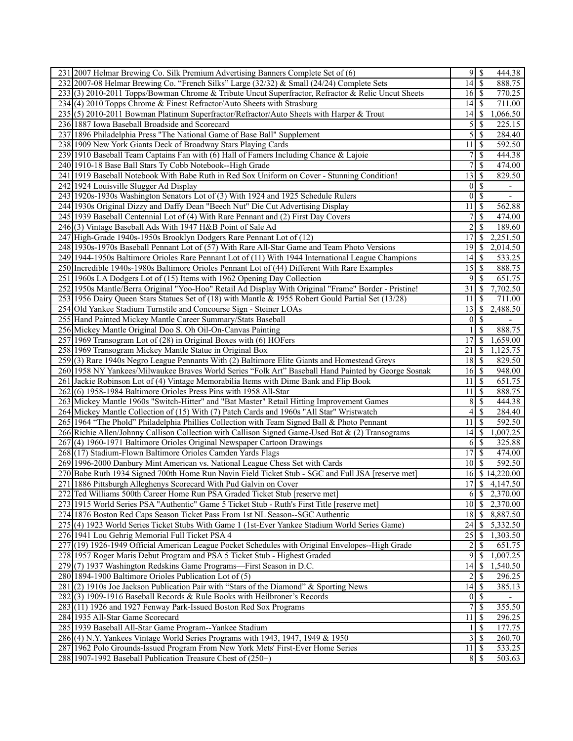| | | | |
|---|---|---|---|
| 231 | 2007 Helmar Brewing Co. Silk Premium Advertising Banners Complete Set of (6) | 9 | $ 444.38 |
| 232 | 2007-08 Helmar Brewing Co. "French Silks" Large (32/32) & Small (24/24) Complete Sets | 14 | $ 888.75 |
| 233 | (3) 2010-2011 Topps/Bowman Chrome & Tribute Uncut Superfractor, Refractor & Relic Uncut Sheets | 16 | $ 770.25 |
| 234 | (4) 2010 Topps Chrome & Finest Refractor/Auto Sheets with Strasburg | 14 | $ 711.00 |
| 235 | (5) 2010-2011 Bowman Platinum Superfractor/Refractor/Auto Sheets with Harper & Trout | 14 | $ 1,066.50 |
| 236 | 1887 Iowa Baseball Broadside and Scorecard | 5 | $ 225.15 |
| 237 | 1896 Philadelphia Press "The National Game of Base Ball" Supplement | 5 | $ 284.40 |
| 238 | 1909 New York Giants Deck of Broadway Stars Playing Cards | 11 | $ 592.50 |
| 239 | 1910 Baseball Team Captains Fan with (6) Hall of Famers Including Chance & Lajoie | 7 | $ 444.38 |
| 240 | 1910-18 Base Ball Stars Ty Cobb Notebook--High Grade | 7 | $ 474.00 |
| 241 | 1919 Baseball Notebook With Babe Ruth in Red Sox Uniform on Cover - Stunning Condition! | 13 | $ 829.50 |
| 242 | 1924 Louisville Slugger Ad Display | 0 | $ - |
| 243 | 1920s-1930s Washington Senators Lot of (3) With 1924 and 1925 Schedule Rulers | 0 | $ - |
| 244 | 1930s Original Dizzy and Daffy Dean "Beech Nut" Die Cut Advertising Display | 11 | $ 562.88 |
| 245 | 1939 Baseball Centennial Lot of (4) With Rare Pennant and (2) First Day Covers | 7 | $ 474.00 |
| 246 | (3) Vintage Baseball Ads With 1947 H&B Point of Sale Ad | 2 | $ 189.60 |
| 247 | High-Grade 1940s-1950s Brooklyn Dodgers Rare Pennant Lot of (12) | 17 | $ 2,251.50 |
| 248 | 1930s-1970s Baseball Pennant Lot of (57) With Rare All-Star Game and Team Photo Versions | 19 | $ 2,014.50 |
| 249 | 1944-1950s Baltimore Orioles Rare Pennant Lot of (11) With 1944 International League Champions | 14 | $ 533.25 |
| 250 | Incredible 1940s-1980s Baltimore Orioles Pennant Lot of (44) Different With Rare Examples | 15 | $ 888.75 |
| 251 | 1960s LA Dodgers Lot of (15) Items with 1962 Opening Day Collection | 9 | $ 651.75 |
| 252 | 1950s Mantle/Berra Original "Yoo-Hoo" Retail Ad Display With Original "Frame" Border - Pristine! | 31 | $ 7,702.50 |
| 253 | 1956 Dairy Queen Stars Statues Set of (18) with Mantle & 1955 Robert Gould Partial Set (13/28) | 11 | $ 711.00 |
| 254 | Old Yankee Stadium Turnstile and Concourse Sign - Steiner LOAs | 13 | $ 2,488.50 |
| 255 | Hand Painted Mickey Mantle Career Summary/Stats Baseball | 0 | $ - |
| 256 | Mickey Mantle Original Doo S. Oh Oil-On-Canvas Painting | 1 | $ 888.75 |
| 257 | 1969 Transogram Lot of (28) in Original Boxes with (6) HOFers | 17 | $ 1,659.00 |
| 258 | 1969 Transogram Mickey Mantle Statue in Original Box | 21 | $ 1,125.75 |
| 259 | (3) Rare 1940s Negro League Pennants With (2) Baltimore Elite Giants and Homestead Greys | 18 | $ 829.50 |
| 260 | 1958 NY Yankees/Milwaukee Braves World Series "Folk Art" Baseball Hand Painted by George Sosnak | 16 | $ 948.00 |
| 261 | Jackie Robinson Lot of (4) Vintage Memorabilia Items with Dime Bank and Flip Book | 11 | $ 651.75 |
| 262 | (6) 1958-1984 Baltimore Orioles Press Pins with 1958 All-Star | 11 | $ 888.75 |
| 263 | Mickey Mantle 1960s "Switch-Hitter" and "Bat Master" Retail Hitting Improvement Games | 8 | $ 444.38 |
| 264 | Mickey Mantle Collection of (15) With (7) Patch Cards and 1960s "All Star" Wristwatch | 4 | $ 284.40 |
| 265 | 1964 "The Phold" Philadelphia Phillies Collection with Team Signed Ball & Photo Pennant | 11 | $ 592.50 |
| 266 | Richie Allen/Johnny Callison Collection with Callison Signed Game-Used Bat & (2) Transograms | 14 | $ 1,007.25 |
| 267 | (4) 1960-1971 Baltimore Orioles Original Newspaper Cartoon Drawings | 6 | $ 325.88 |
| 268 | (17) Stadium-Flown Baltimore Orioles Camden Yards Flags | 17 | $ 474.00 |
| 269 | 1996-2000 Danbury Mint American vs. National League Chess Set with Cards | 10 | $ 592.50 |
| 270 | Babe Ruth 1934 Signed 700th Home Run Navin Field Ticket Stub - SGC and Full JSA [reserve met] | 16 | $ 14,220.00 |
| 271 | 1886 Pittsburgh Alleghenys Scorecard With Pud Galvin on Cover | 17 | $ 4,147.50 |
| 272 | Ted Williams 500th Career Home Run PSA Graded Ticket Stub [reserve met] | 6 | $ 2,370.00 |
| 273 | 1915 World Series PSA "Authentic" Game 5 Ticket Stub - Ruth's First Title [reserve met] | 10 | $ 2,370.00 |
| 274 | 1876 Boston Red Caps Season Ticket Pass From 1st NL Season--SGC Authentic | 18 | $ 8,887.50 |
| 275 | (4) 1923 World Series Ticket Stubs With Game 1 (1st-Ever Yankee Stadium World Series Game) | 24 | $ 5,332.50 |
| 276 | 1941 Lou Gehrig Memorial Full Ticket PSA 4 | 25 | $ 1,303.50 |
| 277 | (19) 1926-1949 Official American League Pocket Schedules with Original Envelopes--High Grade | 2 | $ 651.75 |
| 278 | 1957 Roger Maris Debut Program and PSA 5 Ticket Stub - Highest Graded | 9 | $ 1,007.25 |
| 279 | (7) 1937 Washington Redskins Game Programs—First Season in D.C. | 14 | $ 1,540.50 |
| 280 | 1894-1900 Baltimore Orioles Publication Lot of (5) | 2 | $ 296.25 |
| 281 | (2) 1910s Joe Jackson Publication Pair with "Stars of the Diamond" & Sporting News | 14 | $ 385.13 |
| 282 | (3) 1909-1916 Baseball Records & Rule Books with Heilbroner's Records | 0 | $ - |
| 283 | (11) 1926 and 1927 Fenway Park-Issued Boston Red Sox Programs | 7 | $ 355.50 |
| 284 | 1935 All-Star Game Scorecard | 11 | $ 296.25 |
| 285 | 1939 Baseball All-Star Game Program--Yankee Stadium | 1 | $ 177.75 |
| 286 | (4) N.Y. Yankees Vintage World Series Programs with 1943, 1947, 1949 & 1950 | 3 | $ 260.70 |
| 287 | 1962 Polo Grounds-Issued Program From New York Mets' First-Ever Home Series | 11 | $ 533.25 |
| 288 | 1907-1992 Baseball Publication Treasure Chest of (250+) | 8 | $ 503.63 |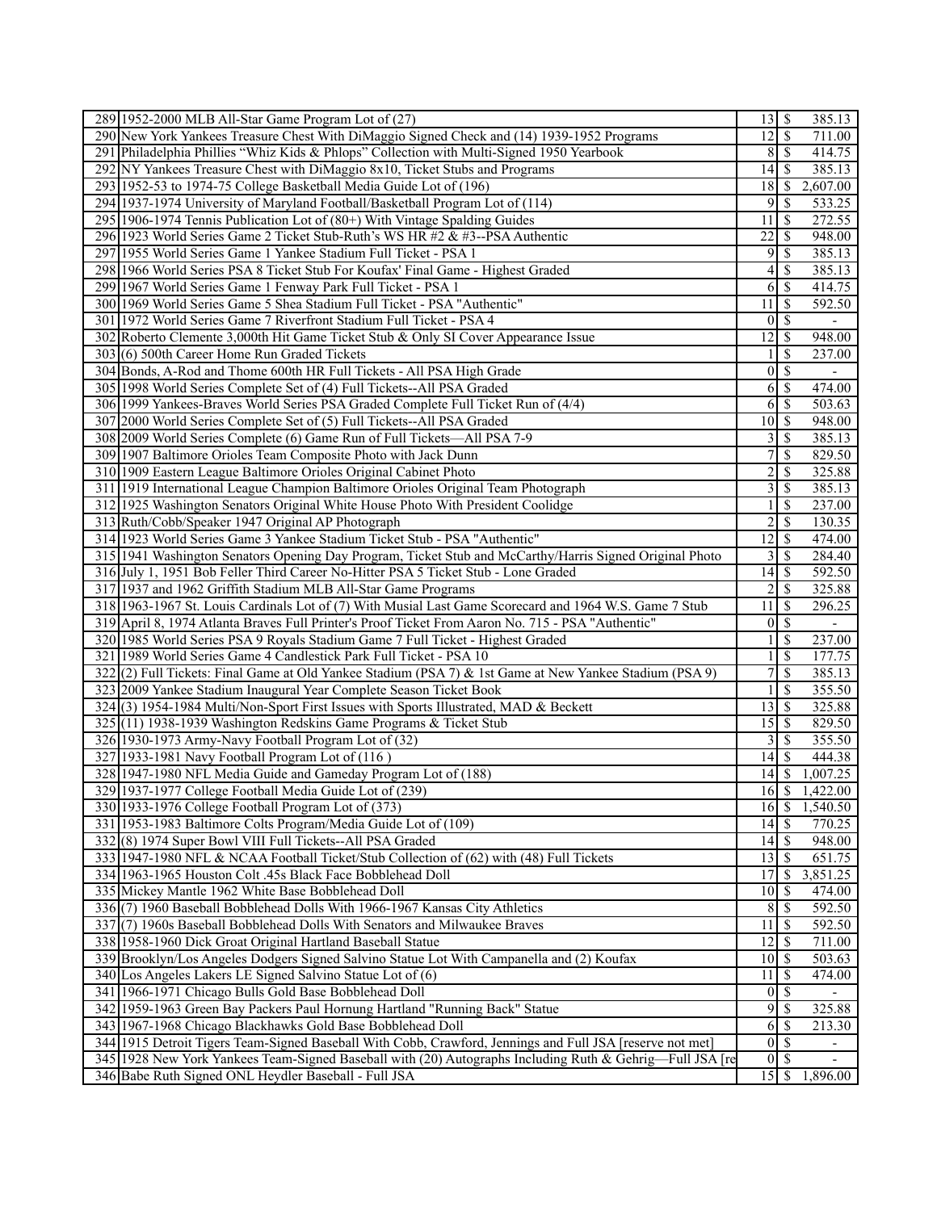| | | | | |
|---|---|---|---|---|
| 289 | 1952-2000 MLB All-Star Game Program Lot of (27) | 13 | $ | 385.13 |
| 290 | New York Yankees Treasure Chest With DiMaggio Signed Check and (14) 1939-1952 Programs | 12 | $ | 711.00 |
| 291 | Philadelphia Phillies "Whiz Kids & Phlops" Collection with Multi-Signed 1950 Yearbook | 8 | $ | 414.75 |
| 292 | NY Yankees Treasure Chest with DiMaggio 8x10, Ticket Stubs and Programs | 14 | $ | 385.13 |
| 293 | 1952-53 to 1974-75 College Basketball Media Guide Lot of (196) | 18 | $ | 2,607.00 |
| 294 | 1937-1974 University of Maryland Football/Basketball Program Lot of (114) | 9 | $ | 533.25 |
| 295 | 1906-1974 Tennis Publication Lot of (80+) With Vintage Spalding Guides | 11 | $ | 272.55 |
| 296 | 1923 World Series Game 2 Ticket Stub-Ruth's WS HR #2 & #3--PSA Authentic | 22 | $ | 948.00 |
| 297 | 1955 World Series Game 1 Yankee Stadium Full Ticket - PSA 1 | 9 | $ | 385.13 |
| 298 | 1966 World Series PSA 8 Ticket Stub For Koufax' Final Game - Highest Graded | 4 | $ | 385.13 |
| 299 | 1967 World Series Game 1 Fenway Park Full Ticket - PSA 1 | 6 | $ | 414.75 |
| 300 | 1969 World Series Game 5 Shea Stadium Full Ticket - PSA "Authentic" | 11 | $ | 592.50 |
| 301 | 1972 World Series Game 7 Riverfront Stadium Full Ticket - PSA 4 | 0 | $ | - |
| 302 | Roberto Clemente 3,000th Hit Game Ticket Stub & Only SI Cover Appearance Issue | 12 | $ | 948.00 |
| 303 | (6) 500th Career Home Run Graded Tickets | 1 | $ | 237.00 |
| 304 | Bonds, A-Rod and Thome 600th HR Full Tickets - All PSA High Grade | 0 | $ | - |
| 305 | 1998 World Series Complete Set of (4) Full Tickets--All PSA Graded | 6 | $ | 474.00 |
| 306 | 1999 Yankees-Braves World Series PSA Graded Complete Full Ticket Run of (4/4) | 6 | $ | 503.63 |
| 307 | 2000 World Series Complete Set of (5) Full Tickets--All PSA Graded | 10 | $ | 948.00 |
| 308 | 2009 World Series Complete (6) Game Run of Full Tickets—All PSA 7-9 | 3 | $ | 385.13 |
| 309 | 1907 Baltimore Orioles Team Composite Photo with Jack Dunn | 7 | $ | 829.50 |
| 310 | 1909 Eastern League Baltimore Orioles Original Cabinet Photo | 2 | $ | 325.88 |
| 311 | 1919 International League Champion Baltimore Orioles Original Team Photograph | 3 | $ | 385.13 |
| 312 | 1925 Washington Senators Original White House Photo With President Coolidge | 1 | $ | 237.00 |
| 313 | Ruth/Cobb/Speaker 1947 Original AP Photograph | 2 | $ | 130.35 |
| 314 | 1923 World Series Game 3 Yankee Stadium Ticket Stub - PSA "Authentic" | 12 | $ | 474.00 |
| 315 | 1941 Washington Senators Opening Day Program, Ticket Stub and McCarthy/Harris Signed Original Photo | 3 | $ | 284.40 |
| 316 | July 1, 1951 Bob Feller Third Career No-Hitter PSA 5 Ticket Stub - Lone Graded | 14 | $ | 592.50 |
| 317 | 1937 and 1962 Griffith Stadium MLB All-Star Game Programs | 2 | $ | 325.88 |
| 318 | 1963-1967 St. Louis Cardinals Lot of (7) With Musial Last Game Scorecard and 1964 W.S. Game 7 Stub | 11 | $ | 296.25 |
| 319 | April 8, 1974 Atlanta Braves Full Printer's Proof Ticket From Aaron No. 715 - PSA "Authentic" | 0 | $ | - |
| 320 | 1985 World Series PSA 9 Royals Stadium Game 7 Full Ticket - Highest Graded | 1 | $ | 237.00 |
| 321 | 1989 World Series Game 4 Candlestick Park Full Ticket - PSA 10 | 1 | $ | 177.75 |
| 322 | (2) Full Tickets: Final Game at Old Yankee Stadium (PSA 7) & 1st Game at New Yankee Stadium (PSA 9) | 7 | $ | 385.13 |
| 323 | 2009 Yankee Stadium Inaugural Year Complete Season Ticket Book | 1 | $ | 355.50 |
| 324 | (3) 1954-1984 Multi/Non-Sport First Issues with Sports Illustrated, MAD & Beckett | 13 | $ | 325.88 |
| 325 | (11) 1938-1939 Washington Redskins Game Programs & Ticket Stub | 15 | $ | 829.50 |
| 326 | 1930-1973 Army-Navy Football Program Lot of (32) | 3 | $ | 355.50 |
| 327 | 1933-1981 Navy Football Program Lot of (116 ) | 14 | $ | 444.38 |
| 328 | 1947-1980 NFL Media Guide and Gameday Program Lot of (188) | 14 | $ | 1,007.25 |
| 329 | 1937-1977 College Football Media Guide Lot of (239) | 16 | $ | 1,422.00 |
| 330 | 1933-1976 College Football Program Lot of (373) | 16 | $ | 1,540.50 |
| 331 | 1953-1983 Baltimore Colts Program/Media Guide Lot of (109) | 14 | $ | 770.25 |
| 332 | (8) 1974 Super Bowl VIII Full Tickets--All PSA Graded | 14 | $ | 948.00 |
| 333 | 1947-1980 NFL & NCAA Football Ticket/Stub Collection of (62) with (48) Full Tickets | 13 | $ | 651.75 |
| 334 | 1963-1965 Houston Colt .45s Black Face Bobblehead Doll | 17 | $ | 3,851.25 |
| 335 | Mickey Mantle 1962 White Base Bobblehead Doll | 10 | $ | 474.00 |
| 336 | (7) 1960 Baseball Bobblehead Dolls With 1966-1967 Kansas City Athletics | 8 | $ | 592.50 |
| 337 | (7) 1960s Baseball Bobblehead Dolls With Senators and Milwaukee Braves | 11 | $ | 592.50 |
| 338 | 1958-1960 Dick Groat Original Hartland Baseball Statue | 12 | $ | 711.00 |
| 339 | Brooklyn/Los Angeles Dodgers Signed Salvino Statue Lot With Campanella and (2) Koufax | 10 | $ | 503.63 |
| 340 | Los Angeles Lakers LE Signed Salvino Statue Lot of (6) | 11 | $ | 474.00 |
| 341 | 1966-1971 Chicago Bulls Gold Base Bobblehead Doll | 0 | $ | - |
| 342 | 1959-1963 Green Bay Packers Paul Hornung Hartland "Running Back" Statue | 9 | $ | 325.88 |
| 343 | 1967-1968 Chicago Blackhawks Gold Base Bobblehead Doll | 6 | $ | 213.30 |
| 344 | 1915 Detroit Tigers Team-Signed Baseball With Cobb, Crawford, Jennings and Full JSA [reserve not met] | 0 | $ | - |
| 345 | 1928 New York Yankees Team-Signed Baseball with (20) Autographs Including Ruth & Gehrig—Full JSA [re | 0 | $ | - |
| 346 | Babe Ruth Signed ONL Heydler Baseball - Full JSA | 15 | $ | 1,896.00 |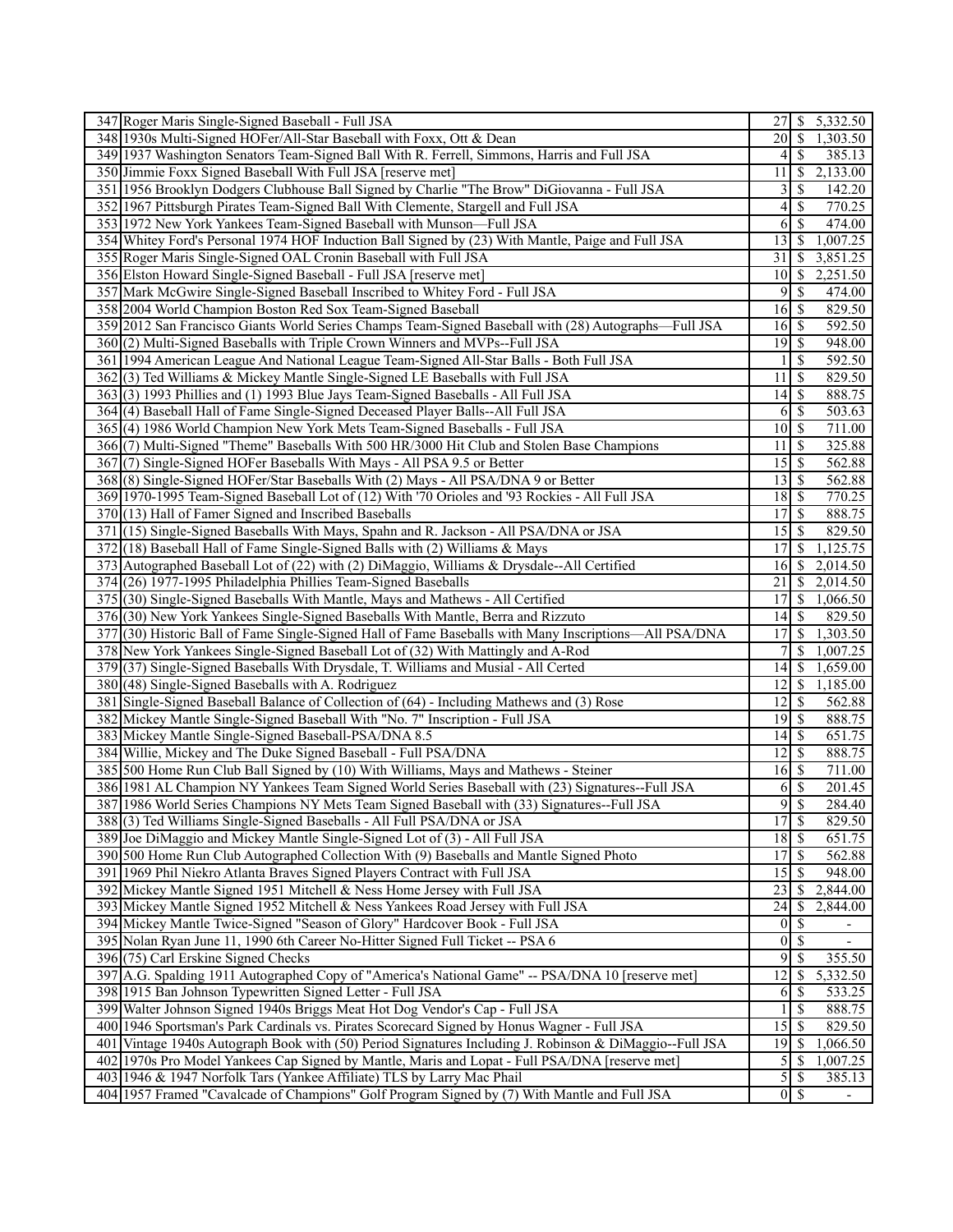| | | | |
|---|---|---|---|
| 347 | Roger Maris Single-Signed Baseball - Full JSA | 27 | $ 5,332.50 |
| 348 | 1930s Multi-Signed HOFer/All-Star Baseball with Foxx, Ott & Dean | 20 | $ 1,303.50 |
| 349 | 1937 Washington Senators Team-Signed Ball With R. Ferrell, Simmons, Harris and Full JSA | 4 | $ 385.13 |
| 350 | Jimmie Foxx Signed Baseball With Full JSA [reserve met] | 11 | $ 2,133.00 |
| 351 | 1956 Brooklyn Dodgers Clubhouse Ball Signed by Charlie "The Brow" DiGiovanna - Full JSA | 3 | $ 142.20 |
| 352 | 1967 Pittsburgh Pirates Team-Signed Ball With Clemente, Stargell and Full JSA | 4 | $ 770.25 |
| 353 | 1972 New York Yankees Team-Signed Baseball with Munson—Full JSA | 6 | $ 474.00 |
| 354 | Whitey Ford's Personal 1974 HOF Induction Ball Signed by (23) With Mantle, Paige and Full JSA | 13 | $ 1,007.25 |
| 355 | Roger Maris Single-Signed OAL Cronin Baseball with Full JSA | 31 | $ 3,851.25 |
| 356 | Elston Howard Single-Signed Baseball - Full JSA [reserve met] | 10 | $ 2,251.50 |
| 357 | Mark McGwire Single-Signed Baseball Inscribed to Whitey Ford - Full JSA | 9 | $ 474.00 |
| 358 | 2004 World Champion Boston Red Sox Team-Signed Baseball | 16 | $ 829.50 |
| 359 | 2012 San Francisco Giants World Series Champs Team-Signed Baseball with (28) Autographs—Full JSA | 16 | $ 592.50 |
| 360 | (2) Multi-Signed Baseballs with Triple Crown Winners and MVPs--Full JSA | 19 | $ 948.00 |
| 361 | 1994 American League And National League Team-Signed All-Star Balls - Both Full JSA | 1 | $ 592.50 |
| 362 | (3) Ted Williams & Mickey Mantle Single-Signed LE Baseballs with Full JSA | 11 | $ 829.50 |
| 363 | (3) 1993 Phillies and (1) 1993 Blue Jays Team-Signed Baseballs - All Full JSA | 14 | $ 888.75 |
| 364 | (4) Baseball Hall of Fame Single-Signed Deceased Player Balls--All Full JSA | 6 | $ 503.63 |
| 365 | (4) 1986 World Champion New York Mets Team-Signed Baseballs - Full JSA | 10 | $ 711.00 |
| 366 | (7) Multi-Signed "Theme" Baseballs With 500 HR/3000 Hit Club and Stolen Base Champions | 11 | $ 325.88 |
| 367 | (7) Single-Signed HOFer Baseballs With Mays - All PSA 9.5 or Better | 15 | $ 562.88 |
| 368 | (8) Single-Signed HOFer/Star Baseballs With (2) Mays - All PSA/DNA 9 or Better | 13 | $ 562.88 |
| 369 | 1970-1995 Team-Signed Baseball Lot of (12) With '70 Orioles and '93 Rockies - All Full JSA | 18 | $ 770.25 |
| 370 | (13) Hall of Famer Signed and Inscribed Baseballs | 17 | $ 888.75 |
| 371 | (15) Single-Signed Baseballs With Mays, Spahn and R. Jackson - All PSA/DNA or JSA | 15 | $ 829.50 |
| 372 | (18) Baseball Hall of Fame Single-Signed Balls with (2) Williams & Mays | 17 | $ 1,125.75 |
| 373 | Autographed Baseball Lot of (22) with (2) DiMaggio, Williams & Drysdale--All Certified | 16 | $ 2,014.50 |
| 374 | (26) 1977-1995 Philadelphia Phillies Team-Signed Baseballs | 21 | $ 2,014.50 |
| 375 | (30) Single-Signed Baseballs With Mantle, Mays and Mathews - All Certified | 17 | $ 1,066.50 |
| 376 | (30) New York Yankees Single-Signed Baseballs With Mantle, Berra and Rizzuto | 14 | $ 829.50 |
| 377 | (30) Historic Ball of Fame Single-Signed Hall of Fame Baseballs with Many Inscriptions—All PSA/DNA | 17 | $ 1,303.50 |
| 378 | New York Yankees Single-Signed Baseball Lot of (32) With Mattingly and A-Rod | 7 | $ 1,007.25 |
| 379 | (37) Single-Signed Baseballs With Drysdale, T. Williams and Musial - All Certed | 14 | $ 1,659.00 |
| 380 | (48) Single-Signed Baseballs with A. Rodriguez | 12 | $ 1,185.00 |
| 381 | Single-Signed Baseball Balance of Collection of (64) - Including Mathews and (3) Rose | 12 | $ 562.88 |
| 382 | Mickey Mantle Single-Signed Baseball With "No. 7" Inscription - Full JSA | 19 | $ 888.75 |
| 383 | Mickey Mantle Single-Signed Baseball-PSA/DNA 8.5 | 14 | $ 651.75 |
| 384 | Willie, Mickey and The Duke Signed Baseball - Full PSA/DNA | 12 | $ 888.75 |
| 385 | 500 Home Run Club Ball Signed by (10) With Williams, Mays and Mathews - Steiner | 16 | $ 711.00 |
| 386 | 1981 AL Champion NY Yankees Team Signed World Series Baseball with (23) Signatures--Full JSA | 6 | $ 201.45 |
| 387 | 1986 World Series Champions NY Mets Team Signed Baseball with (33) Signatures--Full JSA | 9 | $ 284.40 |
| 388 | (3) Ted Williams Single-Signed Baseballs - All Full PSA/DNA or JSA | 17 | $ 829.50 |
| 389 | Joe DiMaggio and Mickey Mantle Single-Signed Lot of (3) - All Full JSA | 18 | $ 651.75 |
| 390 | 500 Home Run Club Autographed Collection With (9) Baseballs and Mantle Signed Photo | 17 | $ 562.88 |
| 391 | 1969 Phil Niekro Atlanta Braves Signed Players Contract with Full JSA | 15 | $ 948.00 |
| 392 | Mickey Mantle Signed 1951 Mitchell & Ness Home Jersey with Full JSA | 23 | $ 2,844.00 |
| 393 | Mickey Mantle Signed 1952 Mitchell & Ness Yankees Road Jersey with Full JSA | 24 | $ 2,844.00 |
| 394 | Mickey Mantle Twice-Signed "Season of Glory" Hardcover Book - Full JSA | 0 | $ - |
| 395 | Nolan Ryan June 11, 1990 6th Career No-Hitter Signed Full Ticket -- PSA 6 | 0 | $ - |
| 396 | (75) Carl Erskine Signed Checks | 9 | $ 355.50 |
| 397 | A.G. Spalding 1911 Autographed Copy of "America's National Game" -- PSA/DNA 10 [reserve met] | 12 | $ 5,332.50 |
| 398 | 1915 Ban Johnson Typewritten Signed Letter - Full JSA | 6 | $ 533.25 |
| 399 | Walter Johnson Signed 1940s Briggs Meat Hot Dog Vendor's Cap - Full JSA | 1 | $ 888.75 |
| 400 | 1946 Sportsman's Park Cardinals vs. Pirates Scorecard Signed by Honus Wagner - Full JSA | 15 | $ 829.50 |
| 401 | Vintage 1940s Autograph Book with (50) Period Signatures Including J. Robinson & DiMaggio--Full JSA | 19 | $ 1,066.50 |
| 402 | 1970s Pro Model Yankees Cap Signed by Mantle, Maris and Lopat - Full PSA/DNA [reserve met] | 5 | $ 1,007.25 |
| 403 | 1946 & 1947 Norfolk Tars (Yankee Affiliate) TLS by Larry Mac Phail | 5 | $ 385.13 |
| 404 | 1957 Framed "Cavalcade of Champions" Golf Program Signed by (7) With Mantle and Full JSA | 0 | $ - |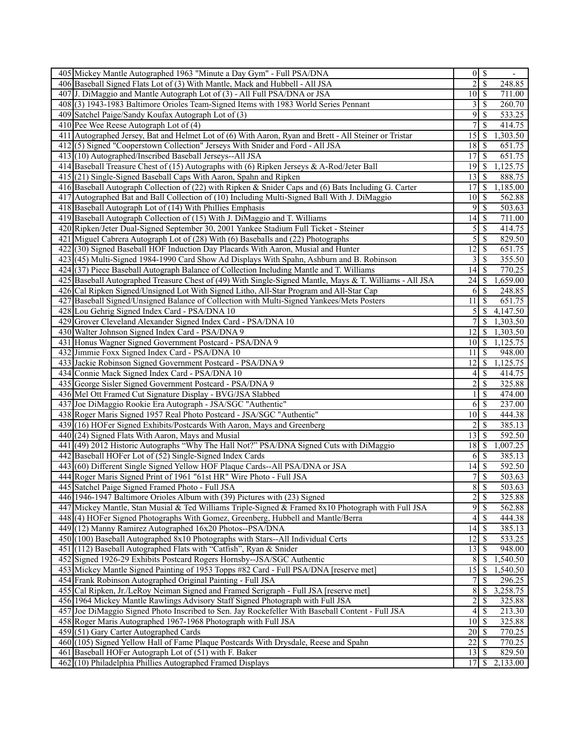| | | | | |
|---|---|---|---|---|
| 405 | Mickey Mantle Autographed 1963 "Minute a Day Gym" - Full PSA/DNA | 0 | $ | - |
| 406 | Baseball Signed Flats Lot of (3) With Mantle, Mack and Hubbell - All JSA | 2 | $ | 248.85 |
| 407 | J. DiMaggio and Mantle Autograph Lot of (3) - All Full PSA/DNA or JSA | 10 | $ | 711.00 |
| 408 | (3) 1943-1983 Baltimore Orioles Team-Signed Items with 1983 World Series Pennant | 3 | $ | 260.70 |
| 409 | Satchel Paige/Sandy Koufax Autograph Lot of (3) | 9 | $ | 533.25 |
| 410 | Pee Wee Reese Autograph Lot of (4) | 7 | $ | 414.75 |
| 411 | Autographed Jersey, Bat and Helmet Lot of (6) With Aaron, Ryan and Brett - All Steiner or Tristar | 15 | $ | 1,303.50 |
| 412 | (5) Signed "Cooperstown Collection" Jerseys With Snider and Ford - All JSA | 18 | $ | 651.75 |
| 413 | (10) Autographed/Inscribed Baseball Jerseys--All JSA | 17 | $ | 651.75 |
| 414 | Baseball Treasure Chest of (15) Autographs with (6) Ripken Jerseys & A-Rod/Jeter Ball | 19 | $ | 1,125.75 |
| 415 | (21) Single-Signed Baseball Caps With Aaron, Spahn and Ripken | 13 | $ | 888.75 |
| 416 | Baseball Autograph Collection of (22) with Ripken & Snider Caps and (6) Bats Including G. Carter | 17 | $ | 1,185.00 |
| 417 | Autographed Bat and Ball Collection of (10) Including Multi-Signed Ball With J. DiMaggio | 10 | $ | 562.88 |
| 418 | Baseball Autograph Lot of (14) With Phillies Emphasis | 9 | $ | 503.63 |
| 419 | Baseball Autograph Collection of (15) With J. DiMaggio and T. Williams | 14 | $ | 711.00 |
| 420 | Ripken/Jeter Dual-Signed September 30, 2001 Yankee Stadium Full Ticket - Steiner | 5 | $ | 414.75 |
| 421 | Miguel Cabrera Autograph Lot of (28) With (6) Baseballs and (22) Photographs | 5 | $ | 829.50 |
| 422 | (30) Signed Baseball HOF Induction Day Placards With Aaron, Musial and Hunter | 12 | $ | 651.75 |
| 423 | (45) Multi-Signed 1984-1990 Card Show Ad Displays With Spahn, Ashburn and B. Robinson | 3 | $ | 355.50 |
| 424 | (37) Piece Baseball Autograph Balance of Collection Including Mantle and T. Williams | 14 | $ | 770.25 |
| 425 | Baseball Autographed Treasure Chest of (49) With Single-Signed Mantle, Mays & T. Williams - All JSA | 24 | $ | 1,659.00 |
| 426 | Cal Ripken Signed/Unsigned Lot With Signed Litho, All-Star Program and All-Star Cap | 6 | $ | 248.85 |
| 427 | Baseball Signed/Unsigned Balance of Collection with Multi-Signed Yankees/Mets Posters | 11 | $ | 651.75 |
| 428 | Lou Gehrig Signed Index Card - PSA/DNA 10 | 5 | $ | 4,147.50 |
| 429 | Grover Cleveland Alexander Signed Index Card - PSA/DNA 10 | 7 | $ | 1,303.50 |
| 430 | Walter Johnson Signed Index Card - PSA/DNA 9 | 12 | $ | 1,303.50 |
| 431 | Honus Wagner Signed Government Postcard - PSA/DNA 9 | 10 | $ | 1,125.75 |
| 432 | Jimmie Foxx Signed Index Card - PSA/DNA 10 | 11 | $ | 948.00 |
| 433 | Jackie Robinson Signed Government Postcard - PSA/DNA 9 | 12 | $ | 1,125.75 |
| 434 | Connie Mack Signed Index Card - PSA/DNA 10 | 4 | $ | 414.75 |
| 435 | George Sisler Signed Government Postcard - PSA/DNA 9 | 2 | $ | 325.88 |
| 436 | Mel Ott Framed Cut Signature Display - BVG/JSA Slabbed | 1 | $ | 474.00 |
| 437 | Joe DiMaggio Rookie Era Autograph - JSA/SGC "Authentic" | 6 | $ | 237.00 |
| 438 | Roger Maris Signed 1957 Real Photo Postcard - JSA/SGC "Authentic" | 10 | $ | 444.38 |
| 439 | (16) HOFer Signed Exhibits/Postcards With Aaron, Mays and Greenberg | 2 | $ | 385.13 |
| 440 | (24) Signed Flats With Aaron, Mays and Musial | 13 | $ | 592.50 |
| 441 | (49) 2012 Historic Autographs "Why The Hall Not?" PSA/DNA Signed Cuts with DiMaggio | 18 | $ | 1,007.25 |
| 442 | Baseball HOFer Lot of (52) Single-Signed Index Cards | 6 | $ | 385.13 |
| 443 | (60) Different Single Signed Yellow HOF Plaque Cards--All PSA/DNA or JSA | 14 | $ | 592.50 |
| 444 | Roger Maris Signed Print of 1961 "61st HR" Wire Photo - Full JSA | 7 | $ | 503.63 |
| 445 | Satchel Paige Signed Framed Photo - Full JSA | 8 | $ | 503.63 |
| 446 | 1946-1947 Baltimore Orioles Album with (39) Pictures with (23) Signed | 2 | $ | 325.88 |
| 447 | Mickey Mantle, Stan Musial & Ted Williams Triple-Signed & Framed 8x10 Photograph with Full JSA | 9 | $ | 562.88 |
| 448 | (4) HOFer Signed Photographs With Gomez, Greenberg, Hubbell and Mantle/Berra | 4 | $ | 444.38 |
| 449 | (12) Manny Ramirez Autographed 16x20 Photos--PSA/DNA | 14 | $ | 385.13 |
| 450 | (100) Baseball Autographed 8x10 Photographs with Stars--All Individual Certs | 12 | $ | 533.25 |
| 451 | (112) Baseball Autographed Flats with "Catfish", Ryan & Snider | 13 | $ | 948.00 |
| 452 | Signed 1926-29 Exhibits Postcard Rogers Hornsby--JSA/SGC Authentic | 8 | $ | 1,540.50 |
| 453 | Mickey Mantle Signed Painting of 1953 Topps #82 Card - Full PSA/DNA [reserve met] | 15 | $ | 1,540.50 |
| 454 | Frank Robinson Autographed Original Painting - Full JSA | 7 | $ | 296.25 |
| 455 | Cal Ripken, Jr./LeRoy Neiman Signed and Framed Serigraph - Full JSA [reserve met] | 8 | $ | 3,258.75 |
| 456 | 1964 Mickey Mantle Rawlings Advisory Staff Signed Photograph with Full JSA | 2 | $ | 325.88 |
| 457 | Joe DiMaggio Signed Photo Inscribed to Sen. Jay Rockefeller With Baseball Content - Full JSA | 4 | $ | 213.30 |
| 458 | Roger Maris Autographed 1967-1968 Photograph with Full JSA | 10 | $ | 325.88 |
| 459 | (51) Gary Carter Autographed Cards | 20 | $ | 770.25 |
| 460 | (105) Signed Yellow Hall of Fame Plaque Postcards With Drysdale, Reese and Spahn | 22 | $ | 770.25 |
| 461 | Baseball HOFer Autograph Lot of (51) with F. Baker | 13 | $ | 829.50 |
| 462 | (10) Philadelphia Phillies Autographed Framed Displays | 17 | $ | 2,133.00 |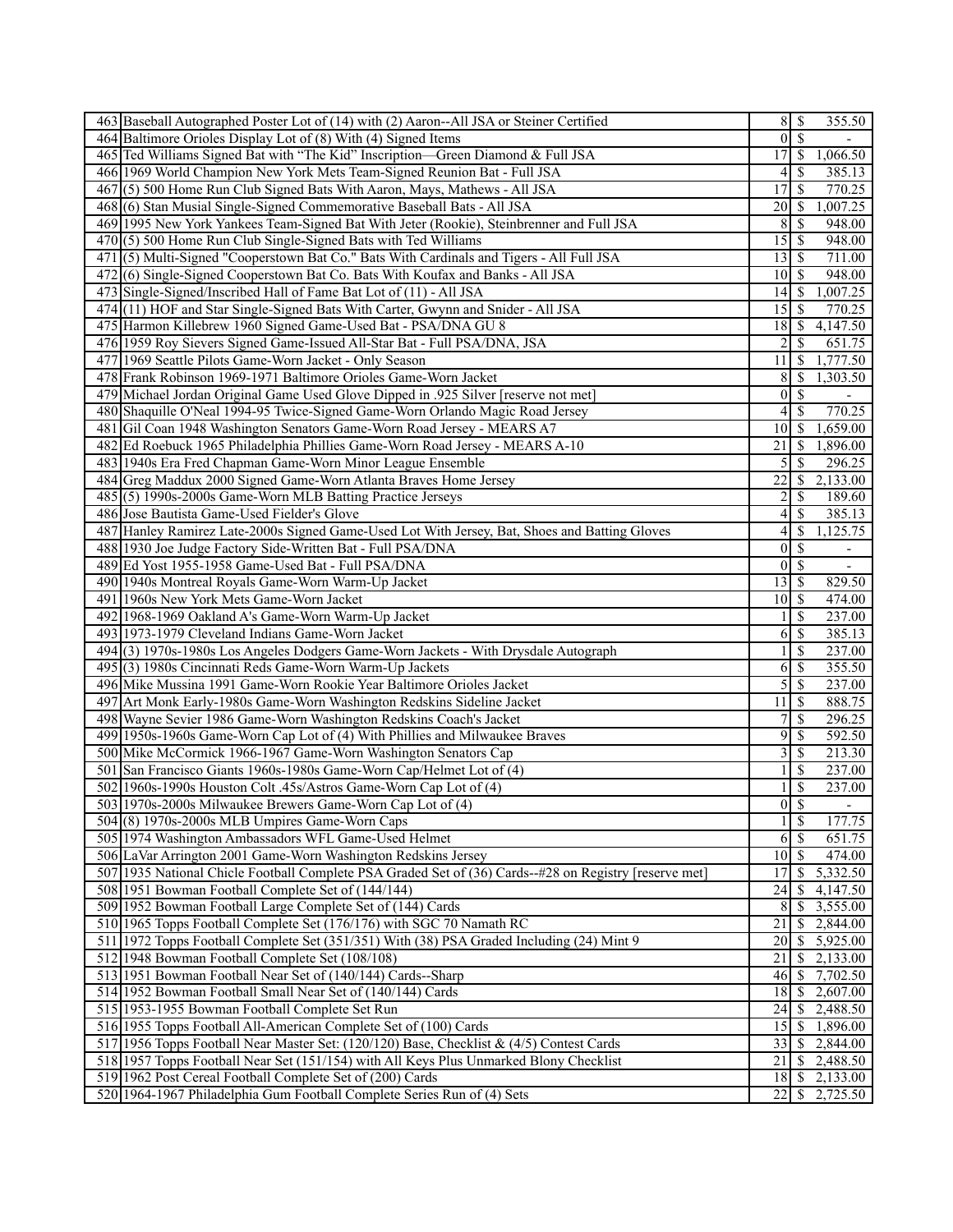| | | | | |
|---|---|---|---|---|
| 463 | Baseball Autographed Poster Lot of (14) with (2) Aaron--All JSA or Steiner Certified | 8 | $ | 355.50 |
| 464 | Baltimore Orioles Display Lot of (8) With (4) Signed Items | 0 | $ | - |
| 465 | Ted Williams Signed Bat with "The Kid" Inscription—Green Diamond & Full JSA | 17 | $ | 1,066.50 |
| 466 | 1969 World Champion New York Mets Team-Signed Reunion Bat - Full JSA | 4 | $ | 385.13 |
| 467 | (5) 500 Home Run Club Signed Bats With Aaron, Mays, Mathews - All JSA | 17 | $ | 770.25 |
| 468 | (6) Stan Musial Single-Signed Commemorative Baseball Bats - All JSA | 20 | $ | 1,007.25 |
| 469 | 1995 New York Yankees Team-Signed Bat With Jeter (Rookie), Steinbrenner and Full JSA | 8 | $ | 948.00 |
| 470 | (5) 500 Home Run Club Single-Signed Bats with Ted Williams | 15 | $ | 948.00 |
| 471 | (5) Multi-Signed "Cooperstown Bat Co." Bats With Cardinals and Tigers - All Full JSA | 13 | $ | 711.00 |
| 472 | (6) Single-Signed Cooperstown Bat Co. Bats With Koufax and Banks - All JSA | 10 | $ | 948.00 |
| 473 | Single-Signed/Inscribed Hall of Fame Bat Lot of (11) - All JSA | 14 | $ | 1,007.25 |
| 474 | (11) HOF and Star Single-Signed Bats With Carter, Gwynn and Snider - All JSA | 15 | $ | 770.25 |
| 475 | Harmon Killebrew 1960 Signed Game-Used Bat - PSA/DNA GU 8 | 18 | $ | 4,147.50 |
| 476 | 1959 Roy Sievers Signed Game-Issued All-Star Bat - Full PSA/DNA, JSA | 2 | $ | 651.75 |
| 477 | 1969 Seattle Pilots Game-Worn Jacket - Only Season | 11 | $ | 1,777.50 |
| 478 | Frank Robinson 1969-1971 Baltimore Orioles Game-Worn Jacket | 8 | $ | 1,303.50 |
| 479 | Michael Jordan Original Game Used Glove Dipped in .925 Silver [reserve not met] | 0 | $ | - |
| 480 | Shaquille O'Neal 1994-95 Twice-Signed Game-Worn Orlando Magic Road Jersey | 4 | $ | 770.25 |
| 481 | Gil Coan 1948 Washington Senators Game-Worn Road Jersey - MEARS A7 | 10 | $ | 1,659.00 |
| 482 | Ed Roebuck 1965 Philadelphia Phillies Game-Worn Road Jersey - MEARS A-10 | 21 | $ | 1,896.00 |
| 483 | 1940s Era Fred Chapman Game-Worn Minor League Ensemble | 5 | $ | 296.25 |
| 484 | Greg Maddux 2000 Signed Game-Worn Atlanta Braves Home Jersey | 22 | $ | 2,133.00 |
| 485 | (5) 1990s-2000s Game-Worn MLB Batting Practice Jerseys | 2 | $ | 189.60 |
| 486 | Jose Bautista Game-Used Fielder's Glove | 4 | $ | 385.13 |
| 487 | Hanley Ramirez Late-2000s Signed Game-Used Lot With Jersey, Bat, Shoes and Batting Gloves | 4 | $ | 1,125.75 |
| 488 | 1930 Joe Judge Factory Side-Written Bat - Full PSA/DNA | 0 | $ | - |
| 489 | Ed Yost 1955-1958 Game-Used Bat - Full PSA/DNA | 0 | $ | - |
| 490 | 1940s Montreal Royals Game-Worn Warm-Up Jacket | 13 | $ | 829.50 |
| 491 | 1960s New York Mets Game-Worn Jacket | 10 | $ | 474.00 |
| 492 | 1968-1969 Oakland A's Game-Worn Warm-Up Jacket | 1 | $ | 237.00 |
| 493 | 1973-1979 Cleveland Indians Game-Worn Jacket | 6 | $ | 385.13 |
| 494 | (3) 1970s-1980s Los Angeles Dodgers Game-Worn Jackets - With Drysdale Autograph | 1 | $ | 237.00 |
| 495 | (3) 1980s Cincinnati Reds Game-Worn Warm-Up Jackets | 6 | $ | 355.50 |
| 496 | Mike Mussina 1991 Game-Worn Rookie Year Baltimore Orioles Jacket | 5 | $ | 237.00 |
| 497 | Art Monk Early-1980s Game-Worn Washington Redskins Sideline Jacket | 11 | $ | 888.75 |
| 498 | Wayne Sevier 1986 Game-Worn Washington Redskins Coach's Jacket | 7 | $ | 296.25 |
| 499 | 1950s-1960s Game-Worn Cap Lot of (4) With Phillies and Milwaukee Braves | 9 | $ | 592.50 |
| 500 | Mike McCormick 1966-1967 Game-Worn Washington Senators Cap | 3 | $ | 213.30 |
| 501 | San Francisco Giants 1960s-1980s Game-Worn Cap/Helmet Lot of (4) | 1 | $ | 237.00 |
| 502 | 1960s-1990s Houston Colt .45s/Astros Game-Worn Cap Lot of (4) | 1 | $ | 237.00 |
| 503 | 1970s-2000s Milwaukee Brewers Game-Worn Cap Lot of (4) | 0 | $ | - |
| 504 | (8) 1970s-2000s MLB Umpires Game-Worn Caps | 1 | $ | 177.75 |
| 505 | 1974 Washington Ambassadors WFL Game-Used Helmet | 6 | $ | 651.75 |
| 506 | LaVar Arrington 2001 Game-Worn Washington Redskins Jersey | 10 | $ | 474.00 |
| 507 | 1935 National Chicle Football Complete PSA Graded Set of (36) Cards--#28 on Registry [reserve met] | 17 | $ | 5,332.50 |
| 508 | 1951 Bowman Football Complete Set of (144/144) | 24 | $ | 4,147.50 |
| 509 | 1952 Bowman Football Large Complete Set of (144) Cards | 8 | $ | 3,555.00 |
| 510 | 1965 Topps Football Complete Set (176/176) with SGC 70 Namath RC | 21 | $ | 2,844.00 |
| 511 | 1972 Topps Football Complete Set (351/351) With (38) PSA Graded Including (24) Mint 9 | 20 | $ | 5,925.00 |
| 512 | 1948 Bowman Football Complete Set (108/108) | 21 | $ | 2,133.00 |
| 513 | 1951 Bowman Football Near Set of (140/144) Cards--Sharp | 46 | $ | 7,702.50 |
| 514 | 1952 Bowman Football Small Near Set of (140/144) Cards | 18 | $ | 2,607.00 |
| 515 | 1953-1955 Bowman Football Complete Set Run | 24 | $ | 2,488.50 |
| 516 | 1955 Topps Football All-American Complete Set of (100) Cards | 15 | $ | 1,896.00 |
| 517 | 1956 Topps Football Near Master Set: (120/120) Base, Checklist & (4/5) Contest Cards | 33 | $ | 2,844.00 |
| 518 | 1957 Topps Football Near Set (151/154) with All Keys Plus Unmarked Blony Checklist | 21 | $ | 2,488.50 |
| 519 | 1962 Post Cereal Football Complete Set of (200) Cards | 18 | $ | 2,133.00 |
| 520 | 1964-1967 Philadelphia Gum Football Complete Series Run of (4) Sets | 22 | $ | 2,725.50 |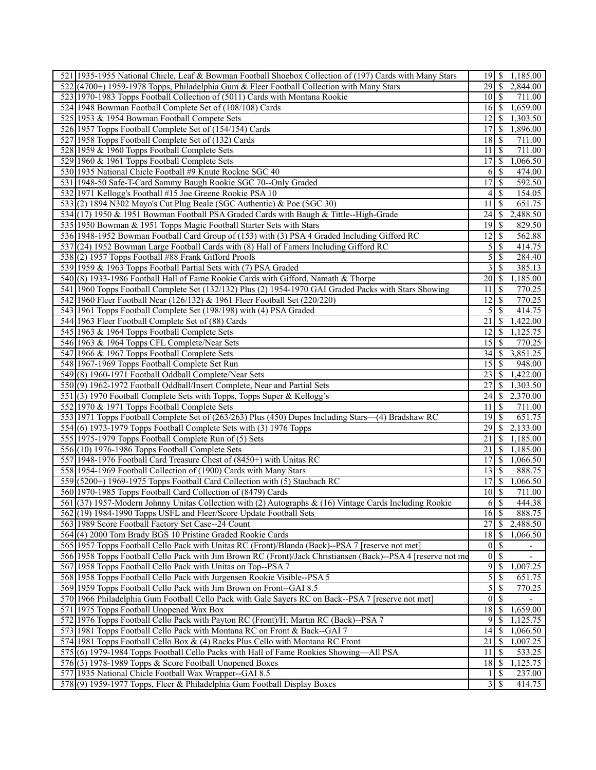| | | | |
|---|---|---|---|
| 521 | 1935-1955 National Chicle, Leaf & Bowman Football Shoebox Collection of (197) Cards with Many Stars | 19 | $ 1,185.00 |
| 522 | (4700+) 1959-1978 Topps, Philadelphia Gum & Fleer Football Collection with Many Stars | 29 | $ 2,844.00 |
| 523 | 1970-1983 Topps Football Collection of (5011) Cards with Montana Rookie | 10 | $ 711.00 |
| 524 | 1948 Bowman Football Complete Set of (108/108) Cards | 16 | $ 1,659.00 |
| 525 | 1953 & 1954 Bowman Football Compete Sets | 12 | $ 1,303.50 |
| 526 | 1957 Topps Football Complete Set of (154/154) Cards | 17 | $ 1,896.00 |
| 527 | 1958 Topps Football Complete Set of (132) Cards | 18 | $ 711.00 |
| 528 | 1959 & 1960 Topps Football Complete Sets | 11 | $ 711.00 |
| 529 | 1960 & 1961 Topps Football Complete Sets | 17 | $ 1,066.50 |
| 530 | 1935 National Chicle Football #9 Knute Rockne SGC 40 | 6 | $ 474.00 |
| 531 | 1948-50 Safe-T-Card Sammy Baugh Rookie SGC 70--Only Graded | 17 | $ 592.50 |
| 532 | 1971 Kellogg's Football #15 Joe Greene Rookie PSA 10 | 4 | $ 154.05 |
| 533 | (2) 1894 N302 Mayo's Cut Plug Beale (SGC Authentic) & Poe (SGC 30) | 11 | $ 651.75 |
| 534 | (17) 1950 & 1951 Bowman Football PSA Graded Cards with Baugh & Tittle--High-Grade | 24 | $ 2,488.50 |
| 535 | 1950 Bowman & 1951 Topps Magic Football Starter Sets with Stars | 19 | $ 829.50 |
| 536 | 1948-1952 Bowman Football Card Group of (153) with (3) PSA 4 Graded Including Gifford RC | 12 | $ 562.88 |
| 537 | (24) 1952 Bowman Large Football Cards with (8) Hall of Famers Including Gifford RC | 5 | $ 414.75 |
| 538 | (2) 1957 Topps Football #88 Frank Gifford Proofs | 5 | $ 284.40 |
| 539 | 1959 & 1963 Topps Football Partial Sets with (7) PSA Graded | 3 | $ 385.13 |
| 540 | (8) 1933-1986 Football Hall of Fame Rookie Cards with Gifford, Namath & Thorpe | 20 | $ 1,185.00 |
| 541 | 1960 Topps Football Complete Set (132/132) Plus (2) 1954-1970 GAI Graded Packs with Stars Showing | 11 | $ 770.25 |
| 542 | 1960 Fleer Football Near (126/132) & 1961 Fleer Football Set (220/220) | 12 | $ 770.25 |
| 543 | 1961 Topps Football Complete Set (198/198) with (4) PSA Graded | 5 | $ 414.75 |
| 544 | 1963 Fleer Football Complete Set of (88) Cards | 21 | $ 1,422.00 |
| 545 | 1963 & 1964 Topps Football Complete Sets | 12 | $ 1,125.75 |
| 546 | 1963 & 1964 Topps CFL Complete/Near Sets | 15 | $ 770.25 |
| 547 | 1966 & 1967 Topps Football Complete Sets | 34 | $ 3,851.25 |
| 548 | 1967-1969 Topps Football Complete Set Run | 15 | $ 948.00 |
| 549 | (8) 1960-1971 Football Oddball Complete/Near Sets | 23 | $ 1,422.00 |
| 550 | (9) 1962-1972 Football Oddball/Insert Complete, Near and Partial Sets | 27 | $ 1,303.50 |
| 551 | (3) 1970 Football Complete Sets with Topps, Topps Super & Kellogg's | 24 | $ 2,370.00 |
| 552 | 1970 & 1971 Topps Football Complete Sets | 11 | $ 711.00 |
| 553 | 1971 Topps Football Complete Set of (263/263) Plus (450) Dupes Including Stars—(4) Bradshaw RC | 19 | $ 651.75 |
| 554 | (6) 1973-1979 Topps Football Complete Sets with (3) 1976 Topps | 29 | $ 2,133.00 |
| 555 | 1975-1979 Topps Football Complete Run of (5) Sets | 21 | $ 1,185.00 |
| 556 | (10) 1976-1986 Topps Football Complete Sets | 21 | $ 1,185.00 |
| 557 | 1948-1976 Football Card Treasure Chest of (8450+) with Unitas RC | 17 | $ 1,066.50 |
| 558 | 1954-1969 Football Collection of (1900) Cards with Many Stars | 13 | $ 888.75 |
| 559 | (5200+) 1969-1975 Topps Football Card Collection with (5) Staubach RC | 17 | $ 1,066.50 |
| 560 | 1970-1985 Topps Football Card Collection of (8479) Cards | 10 | $ 711.00 |
| 561 | (37) 1957-Modern Johnny Unitas Collection with (2) Autographs & (16) Vintage Cards Including Rookie | 6 | $ 444.38 |
| 562 | (19) 1984-1990 Topps USFL and Fleer/Score Update Football Sets | 16 | $ 888.75 |
| 563 | 1989 Score Football Factory Set Case--24 Count | 27 | $ 2,488.50 |
| 564 | (4) 2000 Tom Brady BGS 10 Pristine Graded Rookie Cards | 18 | $ 1,066.50 |
| 565 | 1957 Topps Football Cello Pack with Unitas RC (Front)/Blanda (Back)--PSA 7 [reserve not met] | 0 | $ - |
| 566 | 1958 Topps Football Cello Pack with Jim Brown RC (Front)/Jack Christiansen (Back)--PSA 4 [reserve not me | 0 | $ - |
| 567 | 1958 Topps Football Cello Pack with Unitas on Top--PSA 7 | 9 | $ 1,007.25 |
| 568 | 1958 Topps Football Cello Pack with Jurgensen Rookie Visible--PSA 5 | 5 | $ 651.75 |
| 569 | 1959 Topps Football Cello Pack with Jim Brown on Front--GAI 8.5 | 5 | $ 770.25 |
| 570 | 1966 Philadelphia Gum Football Cello Pack with Gale Sayers RC on Back--PSA 7 [reserve not met] | 0 | $ - |
| 571 | 1975 Topps Football Unopened Wax Box | 18 | $ 1,659.00 |
| 572 | 1976 Topps Football Cello Pack with Payton RC (Front)/H. Martin RC (Back)--PSA 7 | 9 | $ 1,125.75 |
| 573 | 1981 Topps Football Cello Pack with Montana RC on Front & Back--GAI 7 | 14 | $ 1,066.50 |
| 574 | 1981 Topps Football Cello Box & (4) Racks Plus Cello with Montana RC Front | 21 | $ 1,007.25 |
| 575 | (6) 1979-1984 Topps Football Cello Packs with Hall of Fame Rookies Showing—All PSA | 11 | $ 533.25 |
| 576 | (3) 1978-1989 Topps & Score Football Unopened Boxes | 18 | $ 1,125.75 |
| 577 | 1935 National Chicle Football Wax Wrapper--GAI 8.5 | 1 | $ 237.00 |
| 578 | (9) 1959-1977 Topps, Fleer & Philadelphia Gum Football Display Boxes | 3 | $ 414.75 |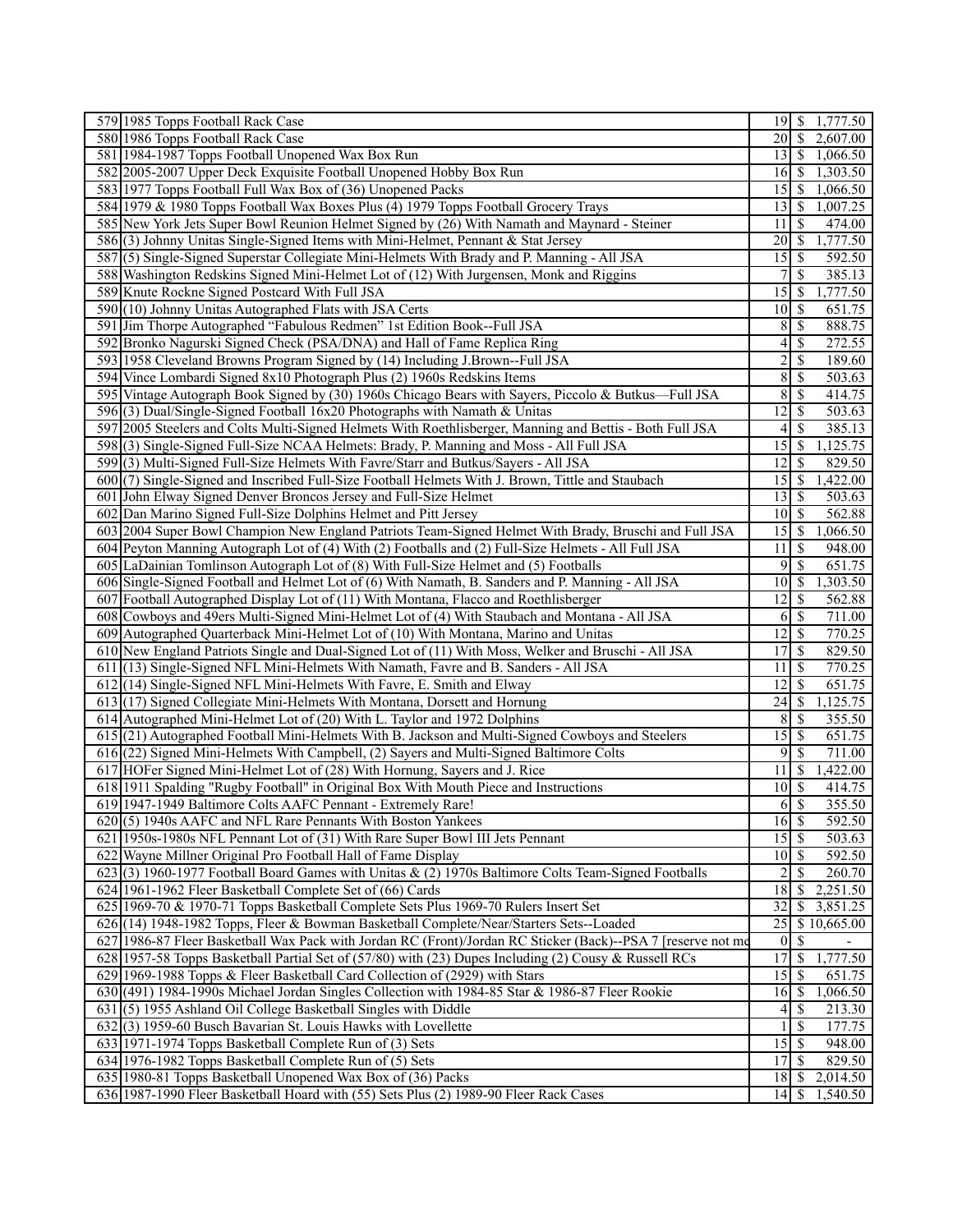| | | | |
|---|---|---|---|
| 579 | 1985 Topps Football Rack Case | 19 | $ 1,777.50 |
| 580 | 1986 Topps Football Rack Case | 20 | $ 2,607.00 |
| 581 | 1984-1987 Topps Football Unopened Wax Box Run | 13 | $ 1,066.50 |
| 582 | 2005-2007 Upper Deck Exquisite Football Unopened Hobby Box Run | 16 | $ 1,303.50 |
| 583 | 1977 Topps Football Full Wax Box of (36) Unopened Packs | 15 | $ 1,066.50 |
| 584 | 1979 & 1980 Topps Football Wax Boxes Plus (4) 1979 Topps Football Grocery Trays | 13 | $ 1,007.25 |
| 585 | New York Jets Super Bowl Reunion Helmet Signed by (26) With Namath and Maynard - Steiner | 11 | $ 474.00 |
| 586 | (3) Johnny Unitas Single-Signed Items with Mini-Helmet, Pennant & Stat Jersey | 20 | $ 1,777.50 |
| 587 | (5) Single-Signed Superstar Collegiate Mini-Helmets With Brady and P. Manning - All JSA | 15 | $ 592.50 |
| 588 | Washington Redskins Signed Mini-Helmet Lot of (12) With Jurgensen, Monk and Riggins | 7 | $ 385.13 |
| 589 | Knute Rockne Signed Postcard With Full JSA | 15 | $ 1,777.50 |
| 590 | (10) Johnny Unitas Autographed Flats with JSA Certs | 10 | $ 651.75 |
| 591 | Jim Thorpe Autographed "Fabulous Redmen" 1st Edition Book--Full JSA | 8 | $ 888.75 |
| 592 | Bronko Nagurski Signed Check (PSA/DNA) and Hall of Fame Replica Ring | 4 | $ 272.55 |
| 593 | 1958 Cleveland Browns Program Signed by (14) Including J.Brown--Full JSA | 2 | $ 189.60 |
| 594 | Vince Lombardi Signed 8x10 Photograph Plus (2) 1960s Redskins Items | 8 | $ 503.63 |
| 595 | Vintage Autograph Book Signed by (30) 1960s Chicago Bears with Sayers, Piccolo & Butkus—Full JSA | 8 | $ 414.75 |
| 596 | (3) Dual/Single-Signed Football 16x20 Photographs with Namath & Unitas | 12 | $ 503.63 |
| 597 | 2005 Steelers and Colts Multi-Signed Helmets With Roethlisberger, Manning and Bettis - Both Full JSA | 4 | $ 385.13 |
| 598 | (3) Single-Signed Full-Size NCAA Helmets: Brady, P. Manning and Moss - All Full JSA | 15 | $ 1,125.75 |
| 599 | (3) Multi-Signed Full-Size Helmets With Favre/Starr and Butkus/Sayers - All JSA | 12 | $ 829.50 |
| 600 | (7) Single-Signed and Inscribed Full-Size Football Helmets With J. Brown, Tittle and Staubach | 15 | $ 1,422.00 |
| 601 | John Elway Signed Denver Broncos Jersey and Full-Size Helmet | 13 | $ 503.63 |
| 602 | Dan Marino Signed Full-Size Dolphins Helmet and Pitt Jersey | 10 | $ 562.88 |
| 603 | 2004 Super Bowl Champion New England Patriots Team-Signed Helmet With Brady, Bruschi and Full JSA | 15 | $ 1,066.50 |
| 604 | Peyton Manning Autograph Lot of (4) With (2) Footballs and (2) Full-Size Helmets - All Full JSA | 11 | $ 948.00 |
| 605 | LaDainian Tomlinson Autograph Lot of (8) With Full-Size Helmet and (5) Footballs | 9 | $ 651.75 |
| 606 | Single-Signed Football and Helmet Lot of (6) With Namath, B. Sanders and P. Manning - All JSA | 10 | $ 1,303.50 |
| 607 | Football Autographed Display Lot of (11) With Montana, Flacco and Roethlisberger | 12 | $ 562.88 |
| 608 | Cowboys and 49ers Multi-Signed Mini-Helmet Lot of (4) With Staubach and Montana - All JSA | 6 | $ 711.00 |
| 609 | Autographed Quarterback Mini-Helmet Lot of (10) With Montana, Marino and Unitas | 12 | $ 770.25 |
| 610 | New England Patriots Single and Dual-Signed Lot of (11) With Moss, Welker and Bruschi - All JSA | 17 | $ 829.50 |
| 611 | (13) Single-Signed NFL Mini-Helmets With Namath, Favre and B. Sanders - All JSA | 11 | $ 770.25 |
| 612 | (14) Single-Signed NFL Mini-Helmets With Favre, E. Smith and Elway | 12 | $ 651.75 |
| 613 | (17) Signed Collegiate Mini-Helmets With Montana, Dorsett and Hornung | 24 | $ 1,125.75 |
| 614 | Autographed Mini-Helmet Lot of (20) With L. Taylor and 1972 Dolphins | 8 | $ 355.50 |
| 615 | (21) Autographed Football Mini-Helmets With B. Jackson and Multi-Signed Cowboys and Steelers | 15 | $ 651.75 |
| 616 | (22) Signed Mini-Helmets With Campbell, (2) Sayers and Multi-Signed Baltimore Colts | 9 | $ 711.00 |
| 617 | HOFer Signed Mini-Helmet Lot of (28) With Hornung, Sayers and J. Rice | 11 | $ 1,422.00 |
| 618 | 1911 Spalding "Rugby Football" in Original Box With Mouth Piece and Instructions | 10 | $ 414.75 |
| 619 | 1947-1949 Baltimore Colts AAFC Pennant - Extremely Rare! | 6 | $ 355.50 |
| 620 | (5) 1940s AAFC and NFL Rare Pennants With Boston Yankees | 16 | $ 592.50 |
| 621 | 1950s-1980s NFL Pennant Lot of (31) With Rare Super Bowl III Jets Pennant | 15 | $ 503.63 |
| 622 | Wayne Millner Original Pro Football Hall of Fame Display | 10 | $ 592.50 |
| 623 | (3) 1960-1977 Football Board Games with Unitas & (2) 1970s Baltimore Colts Team-Signed Footballs | 2 | $ 260.70 |
| 624 | 1961-1962 Fleer Basketball Complete Set of (66) Cards | 18 | $ 2,251.50 |
| 625 | 1969-70 & 1970-71 Topps Basketball Complete Sets Plus 1969-70 Rulers Insert Set | 32 | $ 3,851.25 |
| 626 | (14) 1948-1982 Topps, Fleer & Bowman Basketball Complete/Near/Starters Sets--Loaded | 25 | $ 10,665.00 |
| 627 | 1986-87 Fleer Basketball Wax Pack with Jordan RC (Front)/Jordan RC Sticker (Back)--PSA 7 [reserve not me | 0 | $ - |
| 628 | 1957-58 Topps Basketball Partial Set of (57/80) with (23) Dupes Including (2) Cousy & Russell RCs | 17 | $ 1,777.50 |
| 629 | 1969-1988 Topps & Fleer Basketball Card Collection of (2929) with Stars | 15 | $ 651.75 |
| 630 | (491) 1984-1990s Michael Jordan Singles Collection with 1984-85 Star & 1986-87 Fleer Rookie | 16 | $ 1,066.50 |
| 631 | (5) 1955 Ashland Oil College Basketball Singles with Diddle | 4 | $ 213.30 |
| 632 | (3) 1959-60 Busch Bavarian St. Louis Hawks with Lovellette | 1 | $ 177.75 |
| 633 | 1971-1974 Topps Basketball Complete Run of (3) Sets | 15 | $ 948.00 |
| 634 | 1976-1982 Topps Basketball Complete Run of (5) Sets | 17 | $ 829.50 |
| 635 | 1980-81 Topps Basketball Unopened Wax Box of (36) Packs | 18 | $ 2,014.50 |
| 636 | 1987-1990 Fleer Basketball Hoard with (55) Sets Plus (2) 1989-90 Fleer Rack Cases | 14 | $ 1,540.50 |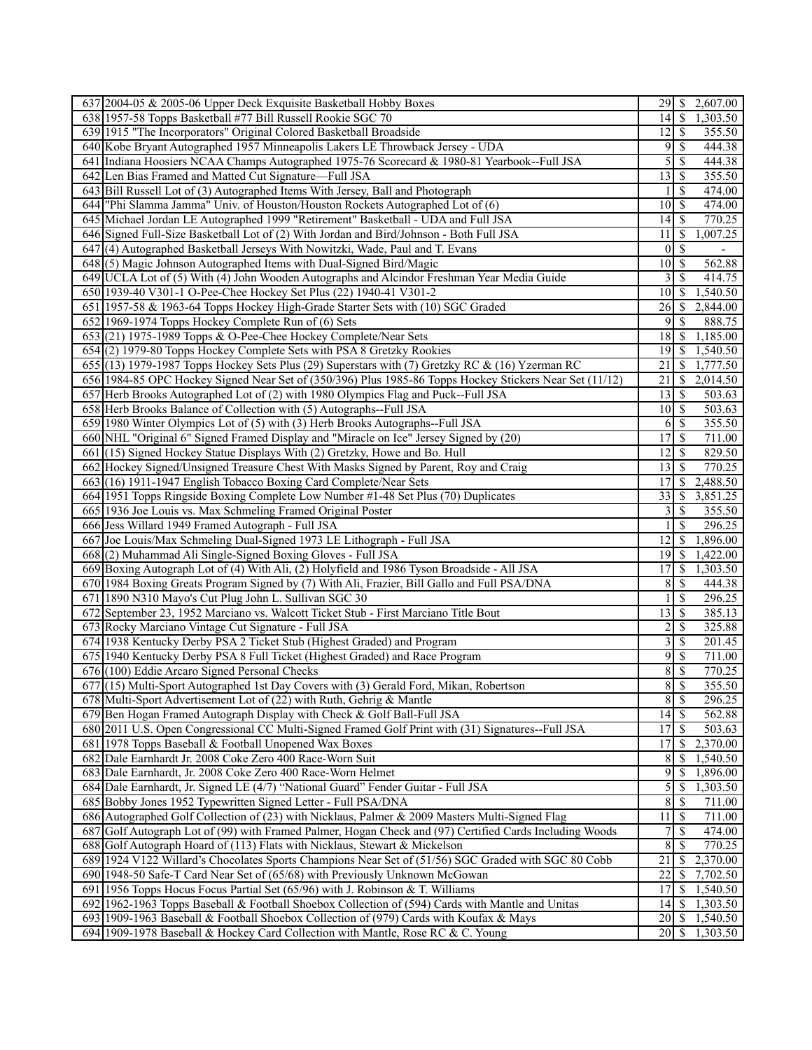| | | | | |
|---|---|---|---|---|
| 637 | 2004-05 & 2005-06 Upper Deck Exquisite Basketball Hobby Boxes | 29 | $ | 2,607.00 |
| 638 | 1957-58 Topps Basketball #77 Bill Russell Rookie SGC 70 | 14 | $ | 1,303.50 |
| 639 | 1915 "The Incorporators" Original Colored Basketball Broadside | 12 | $ | 355.50 |
| 640 | Kobe Bryant Autographed 1957 Minneapolis Lakers LE Throwback Jersey - UDA | 9 | $ | 444.38 |
| 641 | Indiana Hoosiers NCAA Champs Autographed 1975-76 Scorecard & 1980-81 Yearbook--Full JSA | 5 | $ | 444.38 |
| 642 | Len Bias Framed and Matted Cut Signature—Full JSA | 13 | $ | 355.50 |
| 643 | Bill Russell Lot of (3) Autographed Items With Jersey, Ball and Photograph | 1 | $ | 474.00 |
| 644 | "Phi Slamma Jamma" Univ. of Houston/Houston Rockets Autographed Lot of (6) | 10 | $ | 474.00 |
| 645 | Michael Jordan LE Autographed 1999 "Retirement" Basketball - UDA and Full JSA | 14 | $ | 770.25 |
| 646 | Signed Full-Size Basketball Lot of (2) With Jordan and Bird/Johnson - Both Full JSA | 11 | $ | 1,007.25 |
| 647 | (4) Autographed Basketball Jerseys With Nowitzki, Wade, Paul and T. Evans | 0 | $ | - |
| 648 | (5) Magic Johnson Autographed Items with Dual-Signed Bird/Magic | 10 | $ | 562.88 |
| 649 | UCLA Lot of (5) With (4) John Wooden Autographs and Alcindor Freshman Year Media Guide | 3 | $ | 414.75 |
| 650 | 1939-40 V301-1 O-Pee-Chee Hockey Set Plus (22) 1940-41 V301-2 | 10 | $ | 1,540.50 |
| 651 | 1957-58 & 1963-64 Topps Hockey High-Grade Starter Sets with (10) SGC Graded | 26 | $ | 2,844.00 |
| 652 | 1969-1974 Topps Hockey Complete Run of (6) Sets | 9 | $ | 888.75 |
| 653 | (21) 1975-1989 Topps & O-Pee-Chee Hockey Complete/Near Sets | 18 | $ | 1,185.00 |
| 654 | (2) 1979-80 Topps Hockey Complete Sets with PSA 8 Gretzky Rookies | 19 | $ | 1,540.50 |
| 655 | (13) 1979-1987 Topps Hockey Sets Plus (29) Superstars with (7) Gretzky RC & (16) Yzerman RC | 21 | $ | 1,777.50 |
| 656 | 1984-85 OPC Hockey Signed Near Set of (350/396) Plus 1985-86 Topps Hockey Stickers Near Set (11/12) | 21 | $ | 2,014.50 |
| 657 | Herb Brooks Autographed Lot of (2) with 1980 Olympics Flag and Puck--Full JSA | 13 | $ | 503.63 |
| 658 | Herb Brooks Balance of Collection with (5) Autographs--Full JSA | 10 | $ | 503.63 |
| 659 | 1980 Winter Olympics Lot of (5) with (3) Herb Brooks Autographs--Full JSA | 6 | $ | 355.50 |
| 660 | NHL "Original 6" Signed Framed Display and "Miracle on Ice" Jersey Signed by (20) | 17 | $ | 711.00 |
| 661 | (15) Signed Hockey Statue Displays With (2) Gretzky, Howe and Bo. Hull | 12 | $ | 829.50 |
| 662 | Hockey Signed/Unsigned Treasure Chest With Masks Signed by Parent, Roy and Craig | 13 | $ | 770.25 |
| 663 | (16) 1911-1947 English Tobacco Boxing Card Complete/Near Sets | 17 | $ | 2,488.50 |
| 664 | 1951 Topps Ringside Boxing Complete Low Number #1-48 Set Plus (70) Duplicates | 33 | $ | 3,851.25 |
| 665 | 1936 Joe Louis vs. Max Schmeling Framed Original Poster | 3 | $ | 355.50 |
| 666 | Jess Willard 1949 Framed Autograph - Full JSA | 1 | $ | 296.25 |
| 667 | Joe Louis/Max Schmeling Dual-Signed 1973 LE Lithograph - Full JSA | 12 | $ | 1,896.00 |
| 668 | (2) Muhammad Ali Single-Signed Boxing Gloves - Full JSA | 19 | $ | 1,422.00 |
| 669 | Boxing Autograph Lot of (4) With Ali, (2) Holyfield and 1986 Tyson Broadside - All JSA | 17 | $ | 1,303.50 |
| 670 | 1984 Boxing Greats Program Signed by (7) With Ali, Frazier, Bill Gallo and Full PSA/DNA | 8 | $ | 444.38 |
| 671 | 1890 N310 Mayo's Cut Plug John L. Sullivan SGC 30 | 1 | $ | 296.25 |
| 672 | September 23, 1952 Marciano vs. Walcott Ticket Stub - First Marciano Title Bout | 13 | $ | 385.13 |
| 673 | Rocky Marciano Vintage Cut Signature - Full JSA | 2 | $ | 325.88 |
| 674 | 1938 Kentucky Derby PSA 2 Ticket Stub (Highest Graded) and Program | 3 | $ | 201.45 |
| 675 | 1940 Kentucky Derby PSA 8 Full Ticket (Highest Graded) and Race Program | 9 | $ | 711.00 |
| 676 | (100) Eddie Arcaro Signed Personal Checks | 8 | $ | 770.25 |
| 677 | (15) Multi-Sport Autographed 1st Day Covers with (3) Gerald Ford, Mikan, Robertson | 8 | $ | 355.50 |
| 678 | Multi-Sport Advertisement Lot of (22) with Ruth, Gehrig & Mantle | 8 | $ | 296.25 |
| 679 | Ben Hogan Framed Autograph Display with Check & Golf Ball-Full JSA | 14 | $ | 562.88 |
| 680 | 2011 U.S. Open Congressional CC Multi-Signed Framed Golf Print with (31) Signatures--Full JSA | 17 | $ | 503.63 |
| 681 | 1978 Topps Baseball & Football Unopened Wax Boxes | 17 | $ | 2,370.00 |
| 682 | Dale Earnhardt Jr. 2008 Coke Zero 400 Race-Worn Suit | 8 | $ | 1,540.50 |
| 683 | Dale Earnhardt, Jr. 2008 Coke Zero 400 Race-Worn Helmet | 9 | $ | 1,896.00 |
| 684 | Dale Earnhardt, Jr. Signed LE (4/7) "National Guard" Fender Guitar - Full JSA | 5 | $ | 1,303.50 |
| 685 | Bobby Jones 1952 Typewritten Signed Letter - Full PSA/DNA | 8 | $ | 711.00 |
| 686 | Autographed Golf Collection of (23) with Nicklaus, Palmer & 2009 Masters Multi-Signed Flag | 11 | $ | 711.00 |
| 687 | Golf Autograph Lot of (99) with Framed Palmer, Hogan Check and (97) Certified Cards Including Woods | 7 | $ | 474.00 |
| 688 | Golf Autograph Hoard of (113) Flats with Nicklaus, Stewart & Mickelson | 8 | $ | 770.25 |
| 689 | 1924 V122 Willard's Chocolates Sports Champions Near Set of (51/56) SGC Graded with SGC 80 Cobb | 21 | $ | 2,370.00 |
| 690 | 1948-50 Safe-T Card Near Set of (65/68) with Previously Unknown McGowan | 22 | $ | 7,702.50 |
| 691 | 1956 Topps Hocus Focus Partial Set (65/96) with J. Robinson & T. Williams | 17 | $ | 1,540.50 |
| 692 | 1962-1963 Topps Baseball & Football Shoebox Collection of (594) Cards with Mantle and Unitas | 14 | $ | 1,303.50 |
| 693 | 1909-1963 Baseball & Football Shoebox Collection of (979) Cards with Koufax & Mays | 20 | $ | 1,540.50 |
| 694 | 1909-1978 Baseball & Hockey Card Collection with Mantle, Rose RC & C. Young | 20 | $ | 1,303.50 |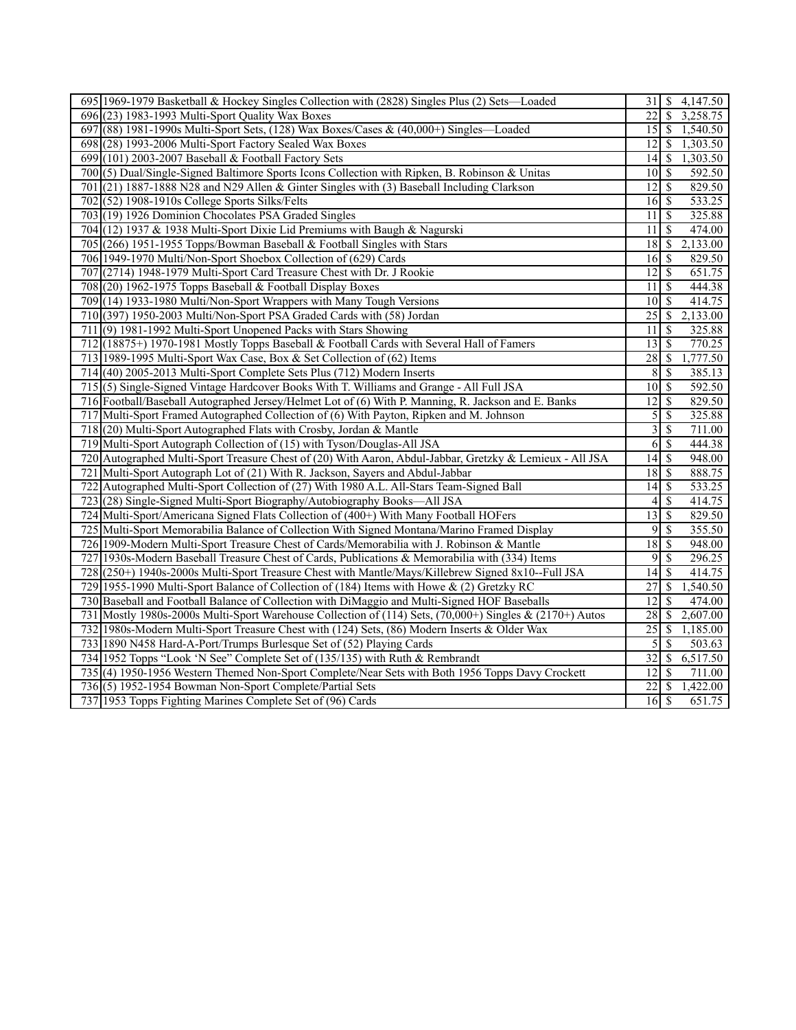| | | | | |
|---|---|---|---|---|
| 695 | 1969-1979 Basketball & Hockey Singles Collection with (2828) Singles Plus (2) Sets—Loaded | 31 | $ | 4,147.50 |
| 696 | (23) 1983-1993 Multi-Sport Quality Wax Boxes | 22 | $ | 3,258.75 |
| 697 | (88) 1981-1990s Multi-Sport Sets, (128) Wax Boxes/Cases & (40,000+) Singles—Loaded | 15 | $ | 1,540.50 |
| 698 | (28) 1993-2006 Multi-Sport Factory Sealed Wax Boxes | 12 | $ | 1,303.50 |
| 699 | (101) 2003-2007 Baseball & Football Factory Sets | 14 | $ | 1,303.50 |
| 700 | (5) Dual/Single-Signed Baltimore Sports Icons Collection with Ripken, B. Robinson & Unitas | 10 | $ | 592.50 |
| 701 | (21) 1887-1888 N28 and N29 Allen & Ginter Singles with (3) Baseball Including Clarkson | 12 | $ | 829.50 |
| 702 | (52) 1908-1910s College Sports Silks/Felts | 16 | $ | 533.25 |
| 703 | (19) 1926 Dominion Chocolates PSA Graded Singles | 11 | $ | 325.88 |
| 704 | (12) 1937 & 1938 Multi-Sport Dixie Lid Premiums with Baugh & Nagurski | 11 | $ | 474.00 |
| 705 | (266) 1951-1955 Topps/Bowman Baseball & Football Singles with Stars | 18 | $ | 2,133.00 |
| 706 | 1949-1970 Multi/Non-Sport Shoebox Collection of (629) Cards | 16 | $ | 829.50 |
| 707 | (2714) 1948-1979 Multi-Sport Card Treasure Chest with Dr. J Rookie | 12 | $ | 651.75 |
| 708 | (20) 1962-1975 Topps Baseball & Football Display Boxes | 11 | $ | 444.38 |
| 709 | (14) 1933-1980 Multi/Non-Sport Wrappers with Many Tough Versions | 10 | $ | 414.75 |
| 710 | (397) 1950-2003 Multi/Non-Sport PSA Graded Cards with (58) Jordan | 25 | $ | 2,133.00 |
| 711 | (9) 1981-1992 Multi-Sport Unopened Packs with Stars Showing | 11 | $ | 325.88 |
| 712 | (18875+) 1970-1981 Mostly Topps Baseball & Football Cards with Several Hall of Famers | 13 | $ | 770.25 |
| 713 | 1989-1995 Multi-Sport Wax Case, Box & Set Collection of (62) Items | 28 | $ | 1,777.50 |
| 714 | (40) 2005-2013 Multi-Sport Complete Sets Plus (712) Modern Inserts | 8 | $ | 385.13 |
| 715 | (5) Single-Signed Vintage Hardcover Books With T. Williams and Grange - All Full JSA | 10 | $ | 592.50 |
| 716 | Football/Baseball Autographed Jersey/Helmet Lot of (6) With P. Manning, R. Jackson and E. Banks | 12 | $ | 829.50 |
| 717 | Multi-Sport Framed Autographed Collection of (6) With Payton, Ripken and M. Johnson | 5 | $ | 325.88 |
| 718 | (20) Multi-Sport Autographed Flats with Crosby, Jordan & Mantle | 3 | $ | 711.00 |
| 719 | Multi-Sport Autograph Collection of (15) with Tyson/Douglas-All JSA | 6 | $ | 444.38 |
| 720 | Autographed Multi-Sport Treasure Chest of (20) With Aaron, Abdul-Jabbar, Gretzky & Lemieux - All JSA | 14 | $ | 948.00 |
| 721 | Multi-Sport Autograph Lot of (21) With R. Jackson, Sayers and Abdul-Jabbar | 18 | $ | 888.75 |
| 722 | Autographed Multi-Sport Collection of (27) With 1980 A.L. All-Stars Team-Signed Ball | 14 | $ | 533.25 |
| 723 | (28) Single-Signed Multi-Sport Biography/Autobiography Books—All JSA | 4 | $ | 414.75 |
| 724 | Multi-Sport/Americana Signed Flats Collection of (400+) With Many Football HOFers | 13 | $ | 829.50 |
| 725 | Multi-Sport Memorabilia Balance of Collection With Signed Montana/Marino Framed Display | 9 | $ | 355.50 |
| 726 | 1909-Modern Multi-Sport Treasure Chest of Cards/Memorabilia with J. Robinson & Mantle | 18 | $ | 948.00 |
| 727 | 1930s-Modern Baseball Treasure Chest of Cards, Publications & Memorabilia with (334) Items | 9 | $ | 296.25 |
| 728 | (250+) 1940s-2000s Multi-Sport Treasure Chest with Mantle/Mays/Killebrew Signed 8x10--Full JSA | 14 | $ | 414.75 |
| 729 | 1955-1990 Multi-Sport Balance of Collection of (184) Items with Howe & (2) Gretzky RC | 27 | $ | 1,540.50 |
| 730 | Baseball and Football Balance of Collection with DiMaggio and Multi-Signed HOF Baseballs | 12 | $ | 474.00 |
| 731 | Mostly 1980s-2000s Multi-Sport Warehouse Collection of (114) Sets, (70,000+) Singles & (2170+) Autos | 28 | $ | 2,607.00 |
| 732 | 1980s-Modern Multi-Sport Treasure Chest with (124) Sets, (86) Modern Inserts & Older Wax | 25 | $ | 1,185.00 |
| 733 | 1890 N458 Hard-A-Port/Trumps Burlesque Set of (52) Playing Cards | 5 | $ | 503.63 |
| 734 | 1952 Topps "Look 'N See" Complete Set of (135/135) with Ruth & Rembrandt | 32 | $ | 6,517.50 |
| 735 | (4) 1950-1956 Western Themed Non-Sport Complete/Near Sets with Both 1956 Topps Davy Crockett | 12 | $ | 711.00 |
| 736 | (5) 1952-1954 Bowman Non-Sport Complete/Partial Sets | 22 | $ | 1,422.00 |
| 737 | 1953 Topps Fighting Marines Complete Set of (96) Cards | 16 | $ | 651.75 |